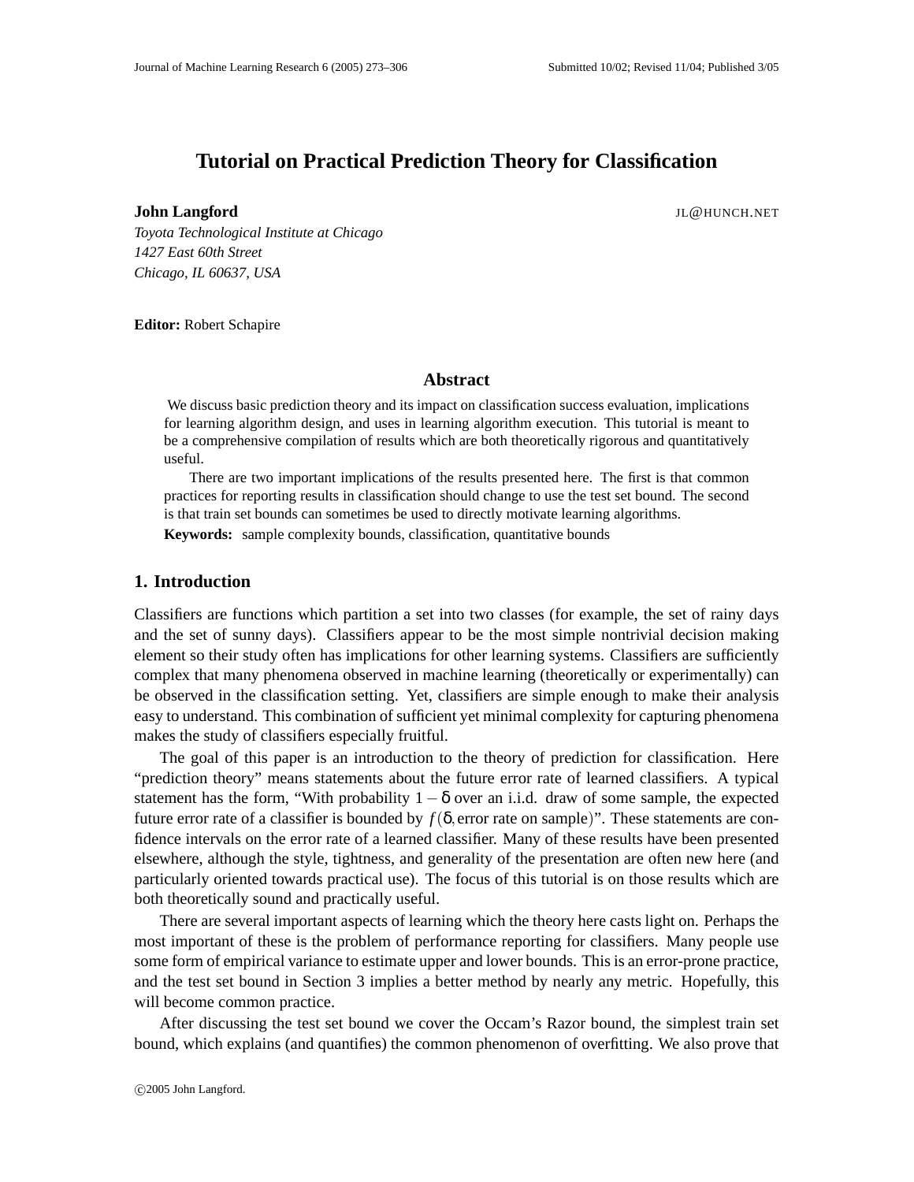# Tutorial on Practical Prediction Theory for Classification

**John Langford** JL@HUNCH.NET

*Toyota Technological Institute at Chicago*
*1427 East 60th Street*
*Chicago, IL 60637, USA*

**Editor:** Robert Schapire

## Abstract

We discuss basic prediction theory and its impact on classification success evaluation, implications for learning algorithm design, and uses in learning algorithm execution. This tutorial is meant to be a comprehensive compilation of results which are both theoretically rigorous and quantitatively useful.

There are two important implications of the results presented here. The first is that common practices for reporting results in classification should change to use the test set bound. The second is that train set bounds can sometimes be used to directly motivate learning algorithms.

**Keywords:** sample complexity bounds, classification, quantitative bounds

## 1. Introduction

Classifiers are functions which partition a set into two classes (for example, the set of rainy days and the set of sunny days). Classifiers appear to be the most simple nontrivial decision making element so their study often has implications for other learning systems. Classifiers are sufficiently complex that many phenomena observed in machine learning (theoretically or experimentally) can be observed in the classification setting. Yet, classifiers are simple enough to make their analysis easy to understand. This combination of sufficient yet minimal complexity for capturing phenomena makes the study of classifiers especially fruitful.

The goal of this paper is an introduction to the theory of prediction for classification. Here "prediction theory" means statements about the future error rate of learned classifiers. A typical statement has the form, "With probability $1-\delta$ over an i.i.d. draw of some sample, the expected future error rate of a classifier is bounded by $f(\delta, \text{error rate on sample})$". These statements are confidence intervals on the error rate of a learned classifier. Many of these results have been presented elsewhere, although the style, tightness, and generality of the presentation are often new here (and particularly oriented towards practical use). The focus of this tutorial is on those results which are both theoretically sound and practically useful.

There are several important aspects of learning which the theory here casts light on. Perhaps the most important of these is the problem of performance reporting for classifiers. Many people use some form of empirical variance to estimate upper and lower bounds. This is an error-prone practice, and the test set bound in Section 3 implies a better method by nearly any metric. Hopefully, this will become common practice.

After discussing the test set bound we cover the Occam's Razor bound, the simplest train set bound, which explains (and quantifies) the common phenomenon of overfitting. We also prove that

©2005 John Langford.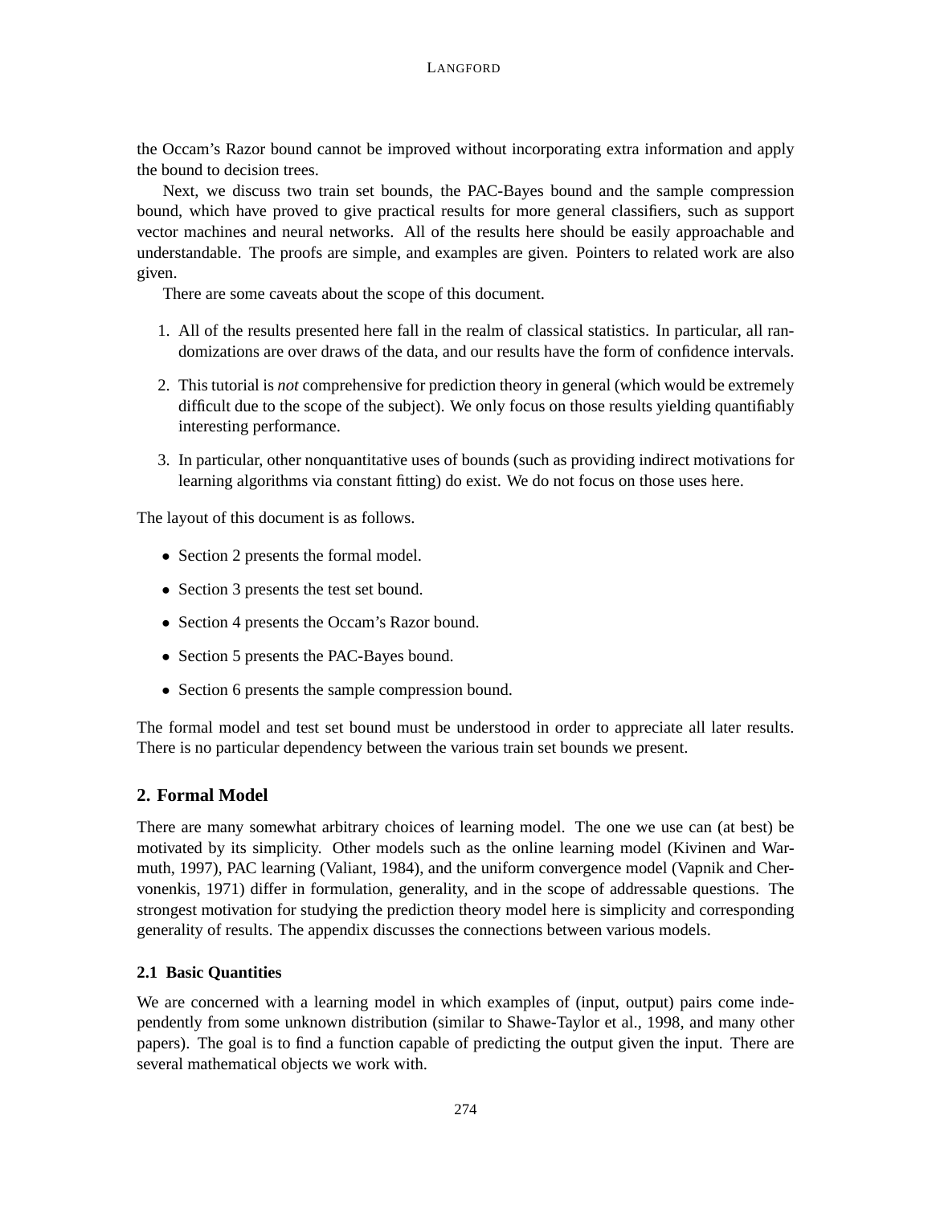the Occam's Razor bound cannot be improved without incorporating extra information and apply the bound to decision trees.

Next, we discuss two train set bounds, the PAC-Bayes bound and the sample compression bound, which have proved to give practical results for more general classifiers, such as support vector machines and neural networks. All of the results here should be easily approachable and understandable. The proofs are simple, and examples are given. Pointers to related work are also given.

There are some caveats about the scope of this document.

1. All of the results presented here fall in the realm of classical statistics. In particular, all randomizations are over draws of the data, and our results have the form of confidence intervals.
2. This tutorial is *not* comprehensive for prediction theory in general (which would be extremely difficult due to the scope of the subject). We only focus on those results yielding quantifiably interesting performance.
3. In particular, other nonquantitative uses of bounds (such as providing indirect motivations for learning algorithms via constant fitting) do exist. We do not focus on those uses here.

The layout of this document is as follows.

- Section 2 presents the formal model.
- Section 3 presents the test set bound.
- Section 4 presents the Occam's Razor bound.
- Section 5 presents the PAC-Bayes bound.
- Section 6 presents the sample compression bound.

The formal model and test set bound must be understood in order to appreciate all later results. There is no particular dependency between the various train set bounds we present.

## 2. Formal Model

There are many somewhat arbitrary choices of learning model. The one we use can (at best) be motivated by its simplicity. Other models such as the online learning model (Kivinen and Warmuth, 1997), PAC learning (Valiant, 1984), and the uniform convergence model (Vapnik and Chervonenkis, 1971) differ in formulation, generality, and in the scope of addressable questions. The strongest motivation for studying the prediction theory model here is simplicity and corresponding generality of results. The appendix discusses the connections between various models.

### 2.1 Basic Quantities

We are concerned with a learning model in which examples of (input, output) pairs come independently from some unknown distribution (similar to Shawe-Taylor et al., 1998, and many other papers). The goal is to find a function capable of predicting the output given the input. There are several mathematical objects we work with.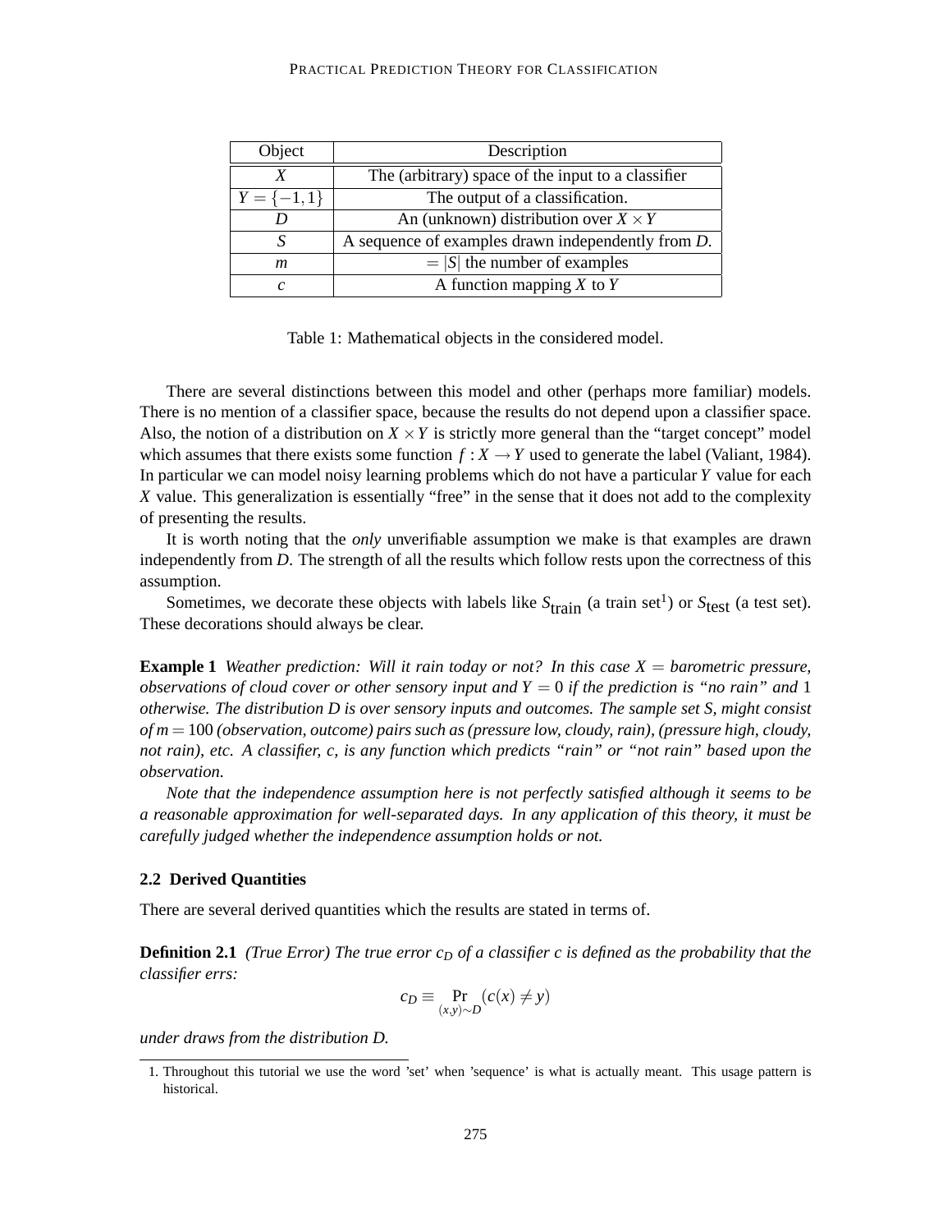| Object | Description |
|---|---|
| $X$ | The (arbitrary) space of the input to a classifier |
| $Y = \{-1, 1\}$ | The output of a classification. |
| $D$ | An (unknown) distribution over $X \times Y$ |
| $S$ | A sequence of examples drawn independently from $D$. |
| $m$ | $= \|S\|$ the number of examples |
| $c$ | A function mapping $X$ to $Y$ |

Table 1: Mathematical objects in the considered model.

There are several distinctions between this model and other (perhaps more familiar) models. There is no mention of a classifier space, because the results do not depend upon a classifier space. Also, the notion of a distribution on $X \times Y$ is strictly more general than the "target concept" model which assumes that there exists some function $f : X \to Y$ used to generate the label (Valiant, 1984). In particular we can model noisy learning problems which do not have a particular $Y$ value for each $X$ value. This generalization is essentially "free" in the sense that it does not add to the complexity of presenting the results.

It is worth noting that the *only* unverifiable assumption we make is that examples are drawn independently from $D$. The strength of all the results which follow rests upon the correctness of this assumption.

Sometimes, we decorate these objects with labels like $S_{\text{train}}$ (a train set[1]) or $S_{\text{test}}$ (a test set). These decorations should always be clear.

**Example 1** *Weather prediction: Will it rain today or not? In this case $X$ = barometric pressure, observations of cloud cover or other sensory input and $Y = 0$ if the prediction is "no rain" and 1 otherwise. The distribution $D$ is over sensory inputs and outcomes. The sample set $S$, might consist of $m = 100$ (observation, outcome) pairs such as (pressure low, cloudy, rain), (pressure high, cloudy, not rain), etc. A classifier, $c$, is any function which predicts "rain" or "not rain" based upon the observation.*

*Note that the independence assumption here is not perfectly satisfied although it seems to be a reasonable approximation for well-separated days. In any application of this theory, it must be carefully judged whether the independence assumption holds or not.*

### 2.2 Derived Quantities

There are several derived quantities which the results are stated in terms of.

**Definition 2.1** *(True Error) The true error $c_D$ of a classifier $c$ is defined as the probability that the classifier errs:*

$$c_D \equiv \Pr_{(x,y)\sim D}(c(x) \neq y)$$

*under draws from the distribution $D$.*

1. Throughout this tutorial we use the word 'set' when 'sequence' is what is actually meant. This usage pattern is historical.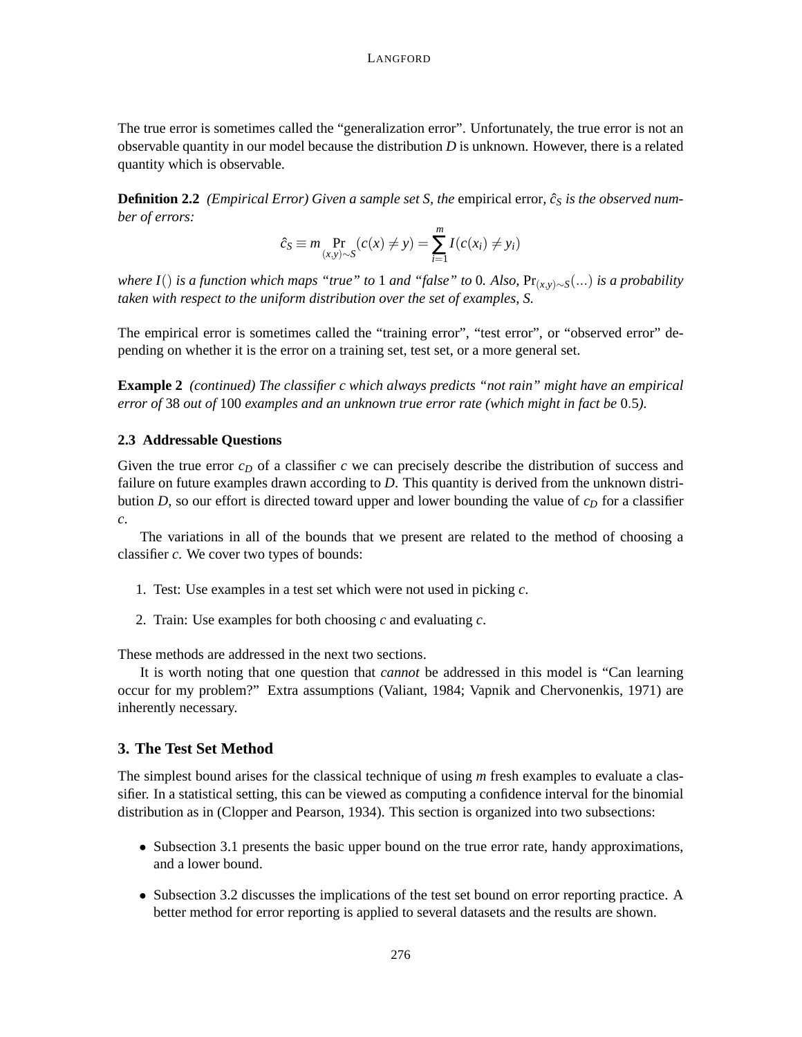The true error is sometimes called the "generalization error". Unfortunately, the true error is not an observable quantity in our model because the distribution $D$ is unknown. However, there is a related quantity which is observable.

**Definition 2.2** *(Empirical Error) Given a sample set $S$, the* empirical error, *$\hat{c}_S$ is the observed number of errors:*

$$\hat{c}_S \equiv m \Pr_{(x,y)\sim S}(c(x) \neq y) = \sum_{i=1}^{m} I(c(x_i) \neq y_i)$$

*where $I()$ is a function which maps "true" to 1 and "false" to 0. Also, $\Pr_{(x,y)\sim S}(...)$ is a probability taken with respect to the uniform distribution over the set of examples, $S$.*

The empirical error is sometimes called the "training error", "test error", or "observed error" depending on whether it is the error on a training set, test set, or a more general set.

**Example 2** *(continued) The classifier $c$ which always predicts "not rain" might have an empirical error of 38 out of 100 examples and an unknown true error rate (which might in fact be 0.5).*

### 2.3 Addressable Questions

Given the true error $c_D$ of a classifier $c$ we can precisely describe the distribution of success and failure on future examples drawn according to $D$. This quantity is derived from the unknown distribution $D$, so our effort is directed toward upper and lower bounding the value of $c_D$ for a classifier $c$.

The variations in all of the bounds that we present are related to the method of choosing a classifier $c$. We cover two types of bounds:

1. Test: Use examples in a test set which were not used in picking $c$.
2. Train: Use examples for both choosing $c$ and evaluating $c$.

These methods are addressed in the next two sections.

It is worth noting that one question that *cannot* be addressed in this model is "Can learning occur for my problem?" Extra assumptions (Valiant, 1984; Vapnik and Chervonenkis, 1971) are inherently necessary.

## 3. The Test Set Method

The simplest bound arises for the classical technique of using $m$ fresh examples to evaluate a classifier. In a statistical setting, this can be viewed as computing a confidence interval for the binomial distribution as in (Clopper and Pearson, 1934). This section is organized into two subsections:

- Subsection 3.1 presents the basic upper bound on the true error rate, handy approximations, and a lower bound.
- Subsection 3.2 discusses the implications of the test set bound on error reporting practice. A better method for error reporting is applied to several datasets and the results are shown.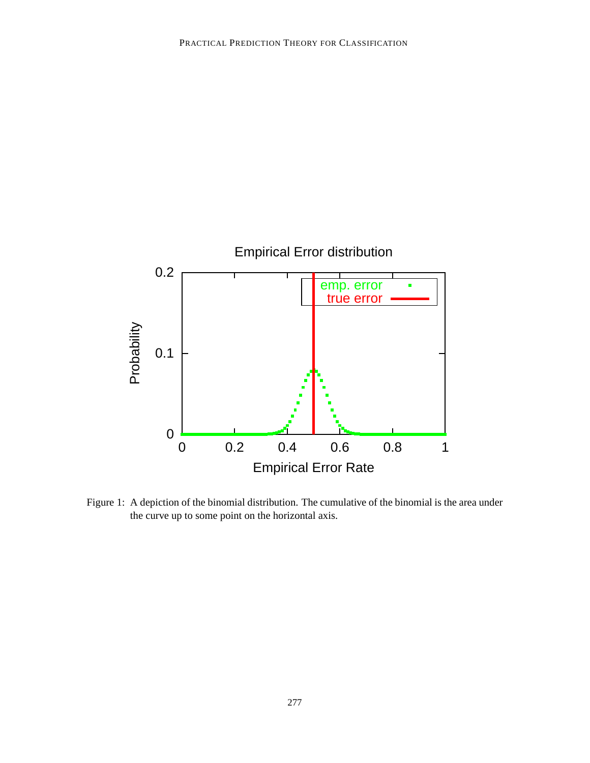Figure 1: A depiction of the binomial distribution. The cumulative of the binomial is the area under the curve up to some point on the horizontal axis.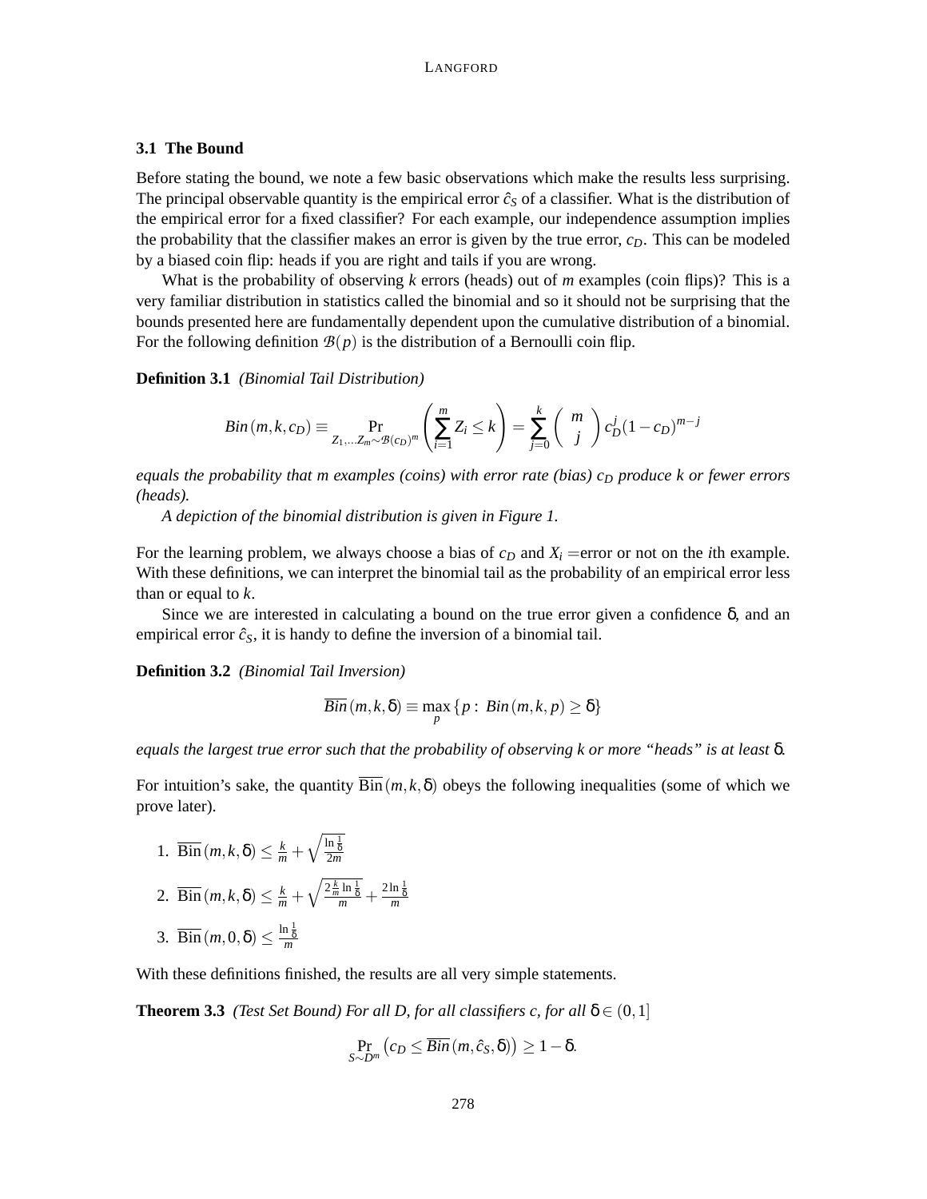### 3.1 The Bound

Before stating the bound, we note a few basic observations which make the results less surprising. The principal observable quantity is the empirical error $\hat{c}_S$ of a classifier. What is the distribution of the empirical error for a fixed classifier? For each example, our independence assumption implies the probability that the classifier makes an error is given by the true error, $c_D$. This can be modeled by a biased coin flip: heads if you are right and tails if you are wrong.

What is the probability of observing $k$ errors (heads) out of $m$ examples (coin flips)? This is a very familiar distribution in statistics called the binomial and so it should not be surprising that the bounds presented here are fundamentally dependent upon the cumulative distribution of a binomial. For the following definition $\mathcal{B}(p)$ is the distribution of a Bernoulli coin flip.

**Definition 3.1** *(Binomial Tail Distribution)*

$$Bin(m,k,c_D) \equiv \Pr_{Z_1,\ldots Z_m \sim \mathcal{B}(c_D)^m}\left(\sum_{i=1}^{m} Z_i \leq k\right) = \sum_{j=0}^{k} \binom{m}{j} c_D^j (1-c_D)^{m-j}$$

*equals the probability that m examples (coins) with error rate (bias) $c_D$ produce k or fewer errors (heads).*

*A depiction of the binomial distribution is given in Figure 1.*

For the learning problem, we always choose a bias of $c_D$ and $X_i$ =error or not on the $i$th example. With these definitions, we can interpret the binomial tail as the probability of an empirical error less than or equal to $k$.

Since we are interested in calculating a bound on the true error given a confidence $\delta$, and an empirical error $\hat{c}_S$, it is handy to define the inversion of a binomial tail.

**Definition 3.2** *(Binomial Tail Inversion)*

$$\overline{Bin}(m,k,\delta) \equiv \max_p \{p : \; Bin(m,k,p) \geq \delta\}$$

*equals the largest true error such that the probability of observing k or more "heads" is at least $\delta$.*

For intuition's sake, the quantity $\overline{\text{Bin}}(m,k,\delta)$ obeys the following inequalities (some of which we prove later).

1. $\overline{\text{Bin}}(m,k,\delta) \leq \frac{k}{m} + \sqrt{\frac{\ln \frac{1}{\delta}}{2m}}$
2. $\overline{\text{Bin}}(m,k,\delta) \leq \frac{k}{m} + \sqrt{\frac{2\frac{k}{m}\ln\frac{1}{\delta}}{m}} + \frac{2\ln\frac{1}{\delta}}{m}$
3. $\overline{\text{Bin}}(m,0,\delta) \leq \frac{\ln\frac{1}{\delta}}{m}$

With these definitions finished, the results are all very simple statements.

**Theorem 3.3** *(Test Set Bound) For all D, for all classifiers c, for all $\delta \in (0,1]$*

$$\Pr_{S \sim D^m}\left(c_D \leq \overline{Bin}(m,\hat{c}_S,\delta)\right) \geq 1-\delta.$$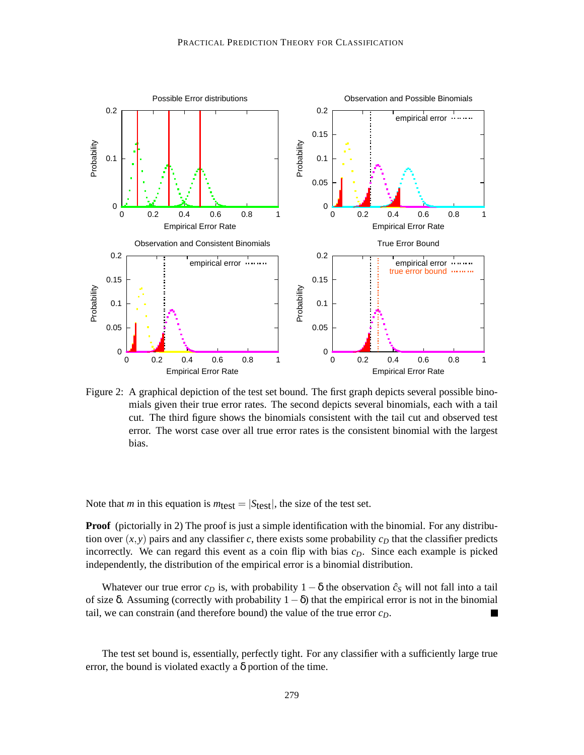Figure 2: A graphical depiction of the test set bound. The first graph depicts several possible binomials given their true error rates. The second depicts several binomials, each with a tail cut. The third figure shows the binomials consistent with the tail cut and observed test error. The worst case over all true error rates is the consistent binomial with the largest bias.

Note that $m$ in this equation is $m_{\text{test}} = |S_{\text{test}}|$, the size of the test set.

**Proof** (pictorially in 2) The proof is just a simple identification with the binomial. For any distribution over $(x,y)$ pairs and any classifier $c$, there exists some probability $c_D$ that the classifier predicts incorrectly. We can regard this event as a coin flip with bias $c_D$. Since each example is picked independently, the distribution of the empirical error is a binomial distribution.

Whatever our true error $c_D$ is, with probability $1-\delta$ the observation $\hat{c}_S$ will not fall into a tail of size $\delta$. Assuming (correctly with probability $1-\delta$) that the empirical error is not in the binomial tail, we can constrain (and therefore bound) the value of the true error $c_D$. ■

The test set bound is, essentially, perfectly tight. For any classifier with a sufficiently large true error, the bound is violated exactly a $\delta$ portion of the time.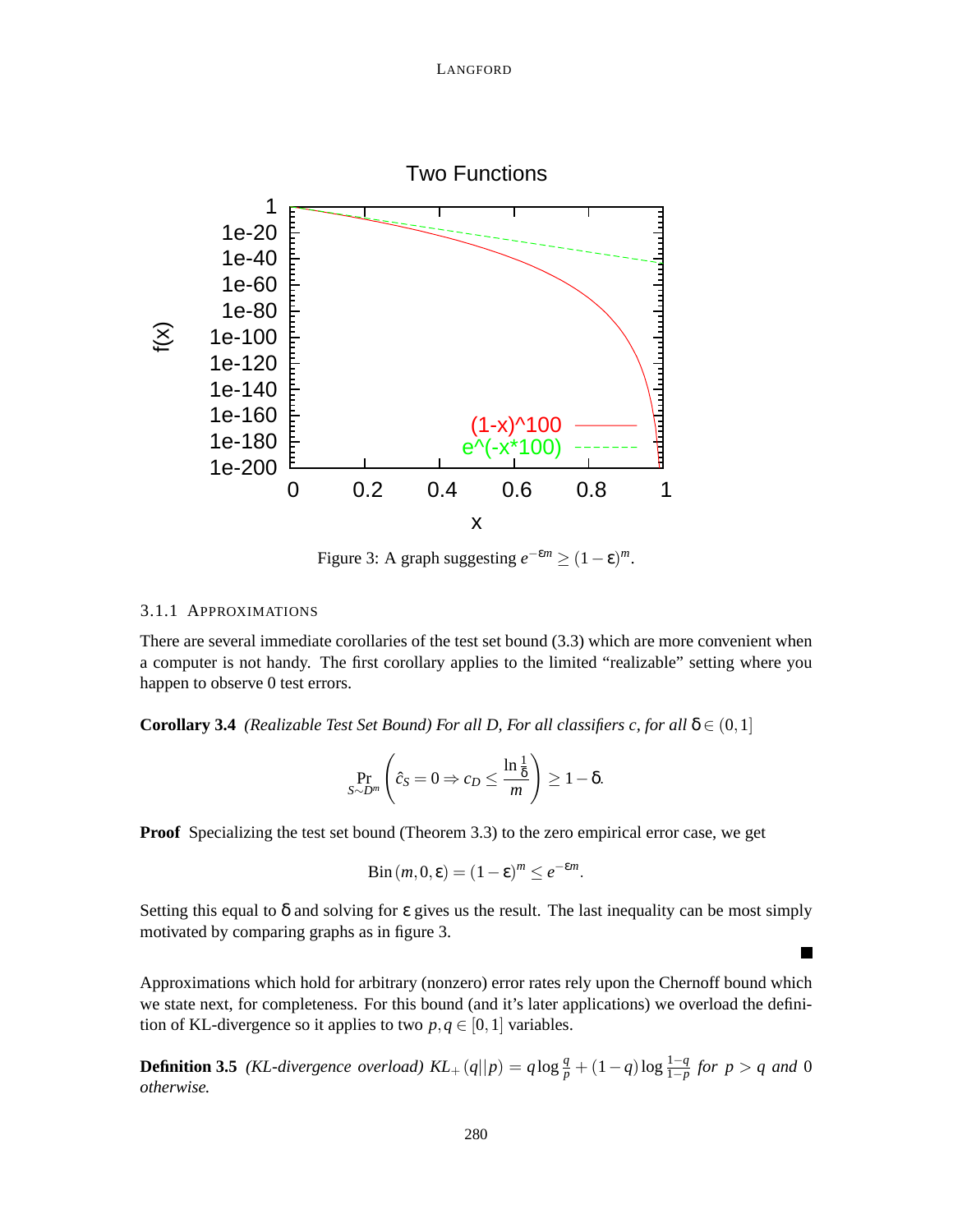Figure 3: A graph suggesting $e^{-\varepsilon m} \geq (1-\varepsilon)^m$.

#### 3.1.1 Approximations

There are several immediate corollaries of the test set bound (3.3) which are more convenient when a computer is not handy. The first corollary applies to the limited "realizable" setting where you happen to observe 0 test errors.

**Corollary 3.4** *(Realizable Test Set Bound) For all D, For all classifiers c, for all* $\delta \in (0,1]$

$$\Pr_{S \sim D^m}\left(\hat{c}_S = 0 \Rightarrow c_D \leq \frac{\ln \frac{1}{\delta}}{m}\right) \geq 1 - \delta.$$

**Proof** Specializing the test set bound (Theorem 3.3) to the zero empirical error case, we get

$$\mathrm{Bin}(m, 0, \varepsilon) = (1-\varepsilon)^m \leq e^{-\varepsilon m}.$$

Setting this equal to $\delta$ and solving for $\varepsilon$ gives us the result. The last inequality can be most simply motivated by comparing graphs as in figure 3. ∎

Approximations which hold for arbitrary (nonzero) error rates rely upon the Chernoff bound which we state next, for completeness. For this bound (and it's later applications) we overload the definition of KL-divergence so it applies to two $p, q \in [0,1]$ variables.

**Definition 3.5** *(KL-divergence overload)* $KL_+(q||p) = q \log \frac{q}{p} + (1-q) \log \frac{1-q}{1-p}$ *for* $p > q$ *and* 0 *otherwise.*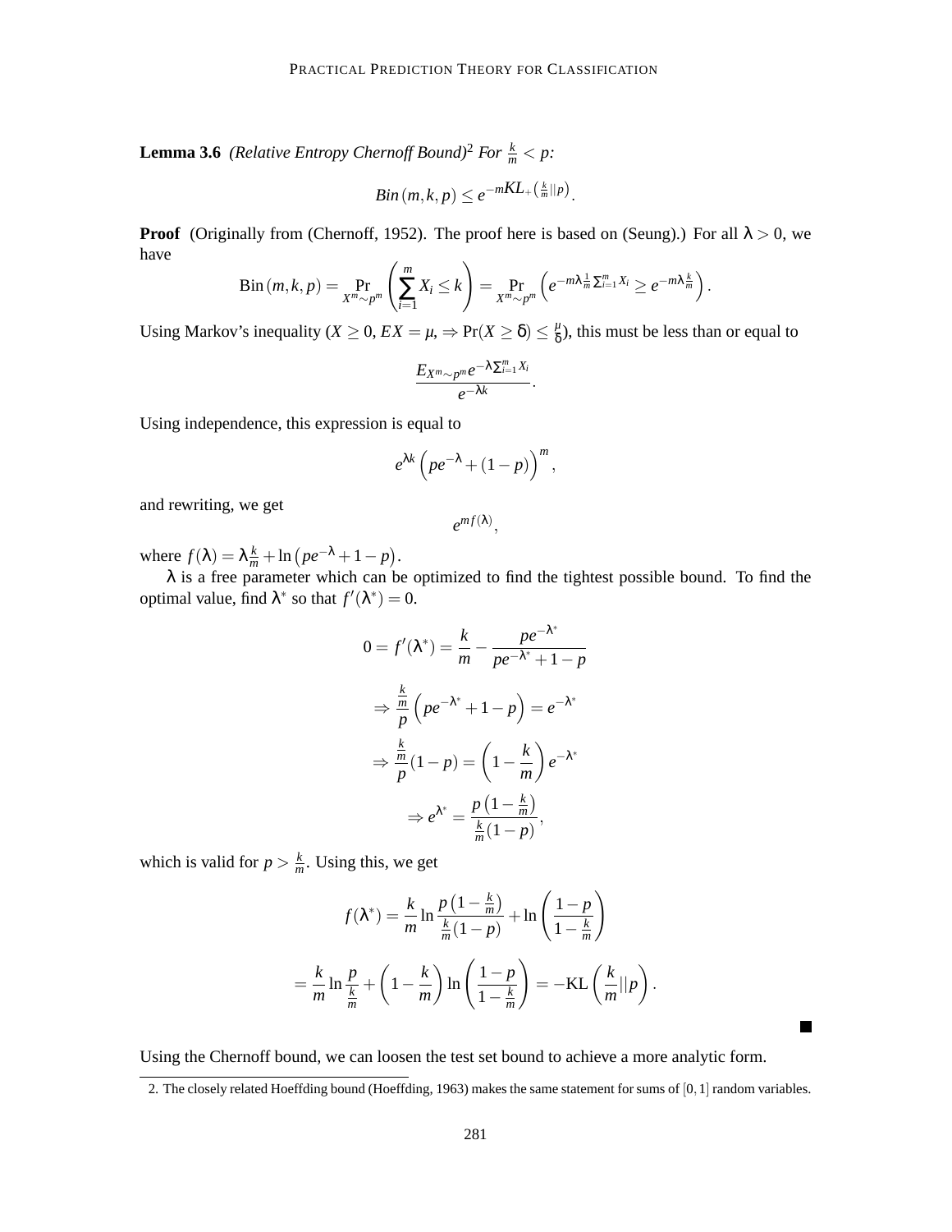**Lemma 3.6** *(Relative Entropy Chernoff Bound)*[2] *For $\frac{k}{m} < p$:*

$$Bin\left(m,k,p\right) \leq e^{-mKL_+\left(\frac{k}{m}||p\right)}.$$

**Proof** (Originally from (Chernoff, 1952). The proof here is based on (Seung).) For all $\lambda > 0$, we have

$$\text{Bin}\left(m,k,p\right) = \Pr_{X^m \sim p^m}\left(\sum_{i=1}^{m} X_i \leq k\right) = \Pr_{X^m \sim p^m}\left(e^{-m\lambda\frac{1}{m}\sum_{i=1}^{m} X_i} \geq e^{-m\lambda\frac{k}{m}}\right).$$

Using Markov's inequality ($X \geq 0$, $EX = \mu$, $\Rightarrow \Pr(X \geq \delta) \leq \frac{\mu}{\delta}$), this must be less than or equal to

$$\frac{E_{X^m \sim p^m} e^{-\lambda \sum_{i=1}^{m} X_i}}{e^{-\lambda k}}.$$

Using independence, this expression is equal to

$$e^{\lambda k}\left(pe^{-\lambda} + (1-p)\right)^m,$$

and rewriting, we get

$$e^{mf(\lambda)},$$

where $f(\lambda) = \lambda\frac{k}{m} + \ln\left(pe^{-\lambda} + 1 - p\right)$.

$\lambda$ is a free parameter which can be optimized to find the tightest possible bound. To find the optimal value, find $\lambda^*$ so that $f'(\lambda^*) = 0$.

$$0 = f'(\lambda^*) = \frac{k}{m} - \frac{pe^{-\lambda^*}}{pe^{-\lambda^*} + 1 - p}$$

$$\Rightarrow \frac{\frac{k}{m}}{p}\left(pe^{-\lambda^*} + 1 - p\right) = e^{-\lambda^*}$$

$$\Rightarrow \frac{\frac{k}{m}}{p}(1-p) = \left(1 - \frac{k}{m}\right)e^{-\lambda^*}$$

$$\Rightarrow e^{\lambda^*} = \frac{p\left(1 - \frac{k}{m}\right)}{\frac{k}{m}(1-p)},$$

which is valid for $p > \frac{k}{m}$. Using this, we get

$$f(\lambda^*) = \frac{k}{m}\ln\frac{p\left(1-\frac{k}{m}\right)}{\frac{k}{m}(1-p)} + \ln\left(\frac{1-p}{1-\frac{k}{m}}\right)$$

$$= \frac{k}{m}\ln\frac{p}{\frac{k}{m}} + \left(1 - \frac{k}{m}\right)\ln\left(\frac{1-p}{1-\frac{k}{m}}\right) = -\text{KL}\left(\frac{k}{m}||p\right).$$

■

Using the Chernoff bound, we can loosen the test set bound to achieve a more analytic form.

2. The closely related Hoeffding bound (Hoeffding, 1963) makes the same statement for sums of $[0,1]$ random variables.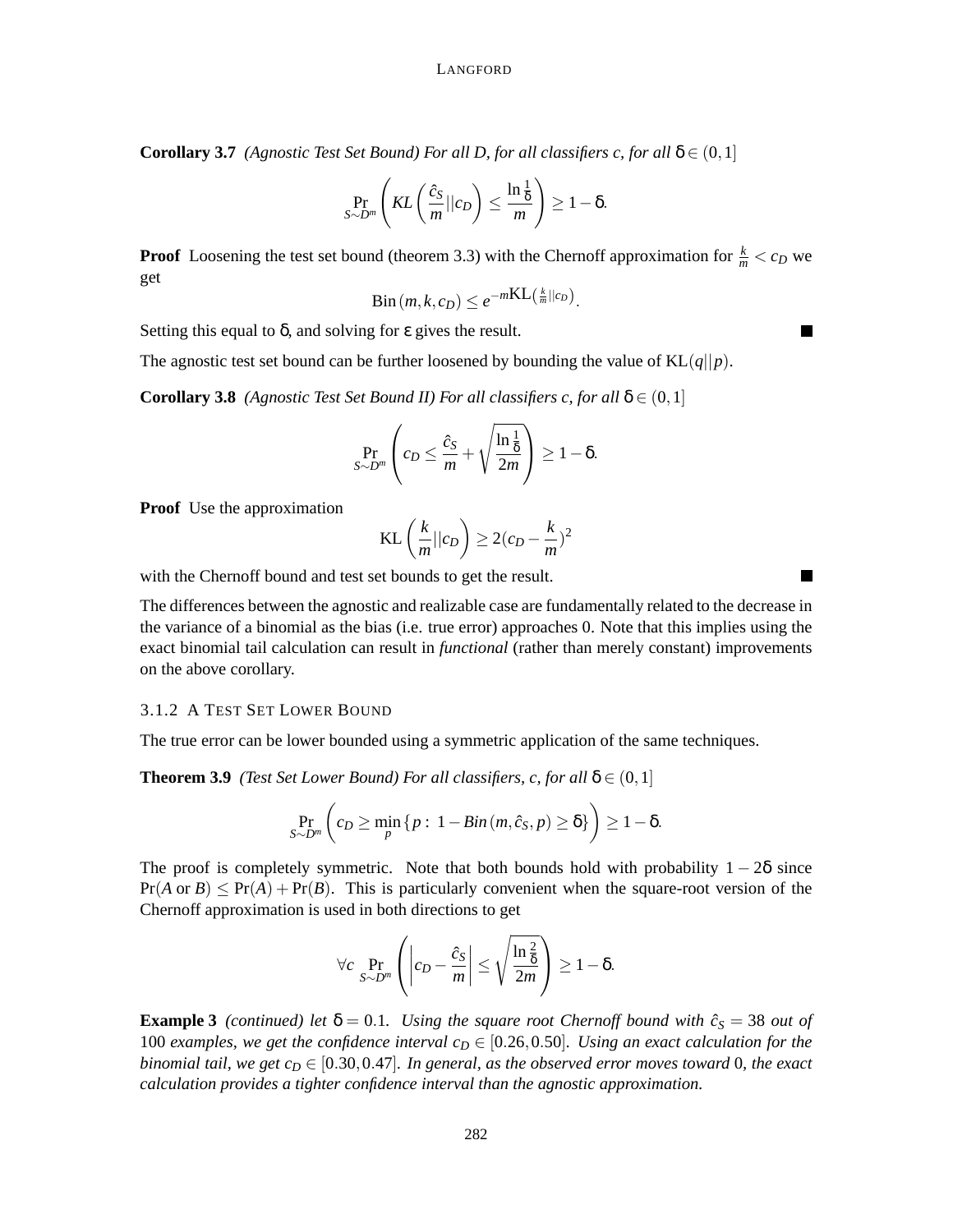**Corollary 3.7** *(Agnostic Test Set Bound) For all D, for all classifiers c, for all* $\delta \in (0,1]$

$$\Pr_{S \sim D^m}\left( KL\left(\frac{\hat{c}_S}{m}||c_D\right) \leq \frac{\ln\frac{1}{\delta}}{m}\right) \geq 1-\delta.$$

**Proof** Loosening the test set bound (theorem 3.3) with the Chernoff approximation for $\frac{k}{m} < c_D$ we get

$$\text{Bin}(m,k,c_D) \leq e^{-m\text{KL}\left(\frac{k}{m}||c_D\right)}.$$

Setting this equal to $\delta$, and solving for $\varepsilon$ gives the result. ■

The agnostic test set bound can be further loosened by bounding the value of $\text{KL}(q||p)$.

**Corollary 3.8** *(Agnostic Test Set Bound II) For all classifiers c, for all* $\delta \in (0,1]$

$$\Pr_{S \sim D^m}\left( c_D \leq \frac{\hat{c}_S}{m} + \sqrt{\frac{\ln\frac{1}{\delta}}{2m}}\right) \geq 1-\delta.$$

**Proof** Use the approximation

$$\text{KL}\left(\frac{k}{m}||c_D\right) \geq 2(c_D - \frac{k}{m})^2$$

with the Chernoff bound and test set bounds to get the result. ■

The differences between the agnostic and realizable case are fundamentally related to the decrease in the variance of a binomial as the bias (i.e. true error) approaches 0. Note that this implies using the exact binomial tail calculation can result in *functional* (rather than merely constant) improvements on the above corollary.

### 3.1.2 A Test Set Lower Bound

The true error can be lower bounded using a symmetric application of the same techniques.

**Theorem 3.9** *(Test Set Lower Bound) For all classifiers, c, for all* $\delta \in (0,1]$

$$\Pr_{S \sim D^m}\left( c_D \geq \min_p \{p: \ 1 - Bin(m, \hat{c}_S, p) \geq \delta\}\right) \geq 1-\delta.$$

The proof is completely symmetric. Note that both bounds hold with probability $1-2\delta$ since $\Pr(A \text{ or } B) \leq \Pr(A) + \Pr(B)$. This is particularly convenient when the square-root version of the Chernoff approximation is used in both directions to get

$$\forall c \Pr_{S \sim D^m}\left( \left| c_D - \frac{\hat{c}_S}{m}\right| \leq \sqrt{\frac{\ln\frac{2}{\delta}}{2m}}\right) \geq 1-\delta.$$

**Example 3** *(continued) let* $\delta = 0.1$. *Using the square root Chernoff bound with* $\hat{c}_S = 38$ *out of* 100 *examples, we get the confidence interval* $c_D \in [0.26, 0.50]$. *Using an exact calculation for the binomial tail, we get* $c_D \in [0.30, 0.47]$. *In general, as the observed error moves toward* 0, *the exact calculation provides a tighter confidence interval than the agnostic approximation.*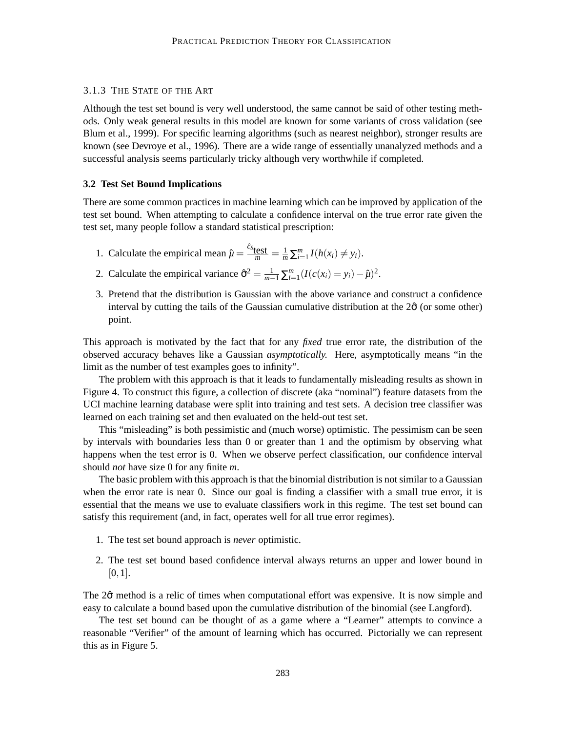### 3.1.3 The State of the Art

Although the test set bound is very well understood, the same cannot be said of other testing methods. Only weak general results in this model are known for some variants of cross validation (see Blum et al., 1999). For specific learning algorithms (such as nearest neighbor), stronger results are known (see Devroye et al., 1996). There are a wide range of essentially unanalyzed methods and a successful analysis seems particularly tricky although very worthwhile if completed.

## 3.2 Test Set Bound Implications

There are some common practices in machine learning which can be improved by application of the test set bound. When attempting to calculate a confidence interval on the true error rate given the test set, many people follow a standard statistical prescription:

1. Calculate the empirical mean $\hat{\mu} = \frac{\hat{c}_{S_{\text{test}}}}{m} = \frac{1}{m}\sum_{i=1}^{m} I(h(x_i) \neq y_i)$.
2. Calculate the empirical variance $\hat{\sigma}^2 = \frac{1}{m-1}\sum_{i=1}^{m}(I(c(x_i) = y_i) - \hat{\mu})^2$.
3. Pretend that the distribution is Gaussian with the above variance and construct a confidence interval by cutting the tails of the Gaussian cumulative distribution at the $2\hat{\sigma}$ (or some other) point.

This approach is motivated by the fact that for any *fixed* true error rate, the distribution of the observed accuracy behaves like a Gaussian *asymptotically*. Here, asymptotically means "in the limit as the number of test examples goes to infinity".

The problem with this approach is that it leads to fundamentally misleading results as shown in Figure 4. To construct this figure, a collection of discrete (aka "nominal") feature datasets from the UCI machine learning database were split into training and test sets. A decision tree classifier was learned on each training set and then evaluated on the held-out test set.

This "misleading" is both pessimistic and (much worse) optimistic. The pessimism can be seen by intervals with boundaries less than 0 or greater than 1 and the optimism by observing what happens when the test error is 0. When we observe perfect classification, our confidence interval should *not* have size 0 for any finite $m$.

The basic problem with this approach is that the binomial distribution is not similar to a Gaussian when the error rate is near 0. Since our goal is finding a classifier with a small true error, it is essential that the means we use to evaluate classifiers work in this regime. The test set bound can satisfy this requirement (and, in fact, operates well for all true error regimes).

1. The test set bound approach is *never* optimistic.
2. The test set bound based confidence interval always returns an upper and lower bound in $[0,1]$.

The $2\hat{\sigma}$ method is a relic of times when computational effort was expensive. It is now simple and easy to calculate a bound based upon the cumulative distribution of the binomial (see Langford).

The test set bound can be thought of as a game where a "Learner" attempts to convince a reasonable "Verifier" of the amount of learning which has occurred. Pictorially we can represent this as in Figure 5.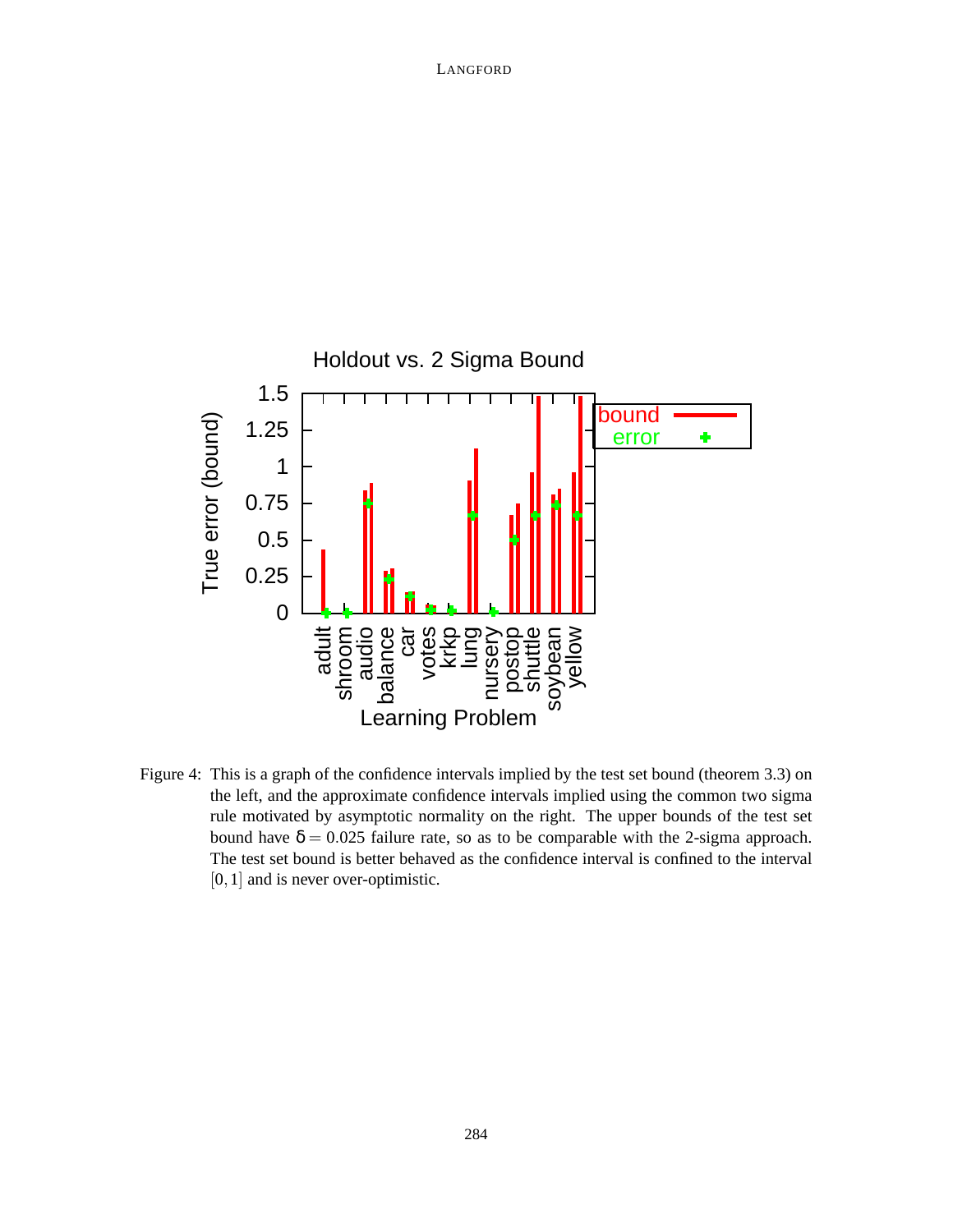Figure 4: This is a graph of the confidence intervals implied by the test set bound (theorem 3.3) on the left, and the approximate confidence intervals implied using the common two sigma rule motivated by asymptotic normality on the right. The upper bounds of the test set bound have $\delta = 0.025$ failure rate, so as to be comparable with the 2-sigma approach. The test set bound is better behaved as the confidence interval is confined to the interval $[0,1]$ and is never over-optimistic.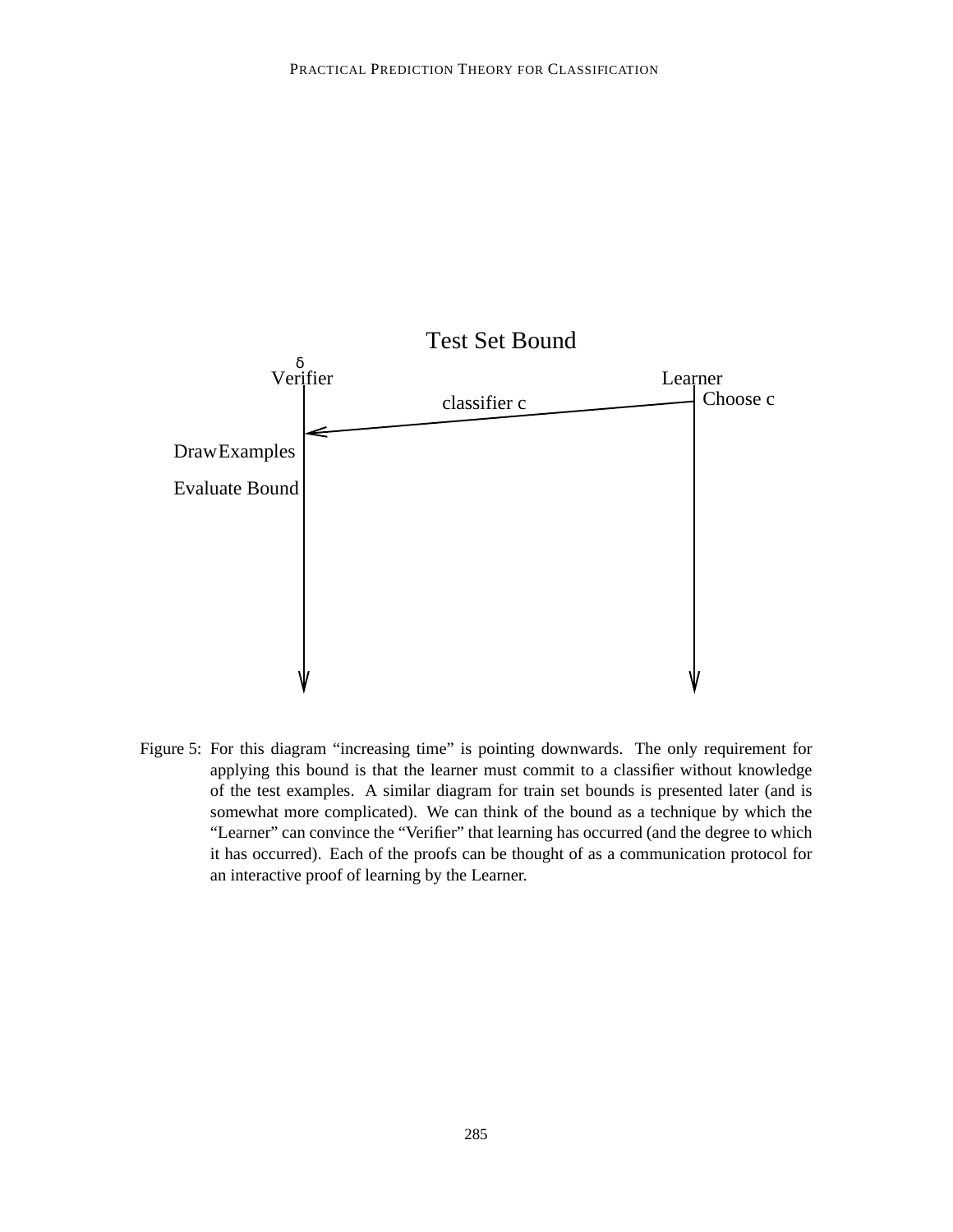Test Set Bound

δ

Verifier

Learner

Choose c

classifier c

DrawExamples

Evaluate Bound

Figure 5: For this diagram "increasing time" is pointing downwards. The only requirement for applying this bound is that the learner must commit to a classifier without knowledge of the test examples. A similar diagram for train set bounds is presented later (and is somewhat more complicated). We can think of the bound as a technique by which the "Learner" can convince the "Verifier" that learning has occurred (and the degree to which it has occurred). Each of the proofs can be thought of as a communication protocol for an interactive proof of learning by the Learner.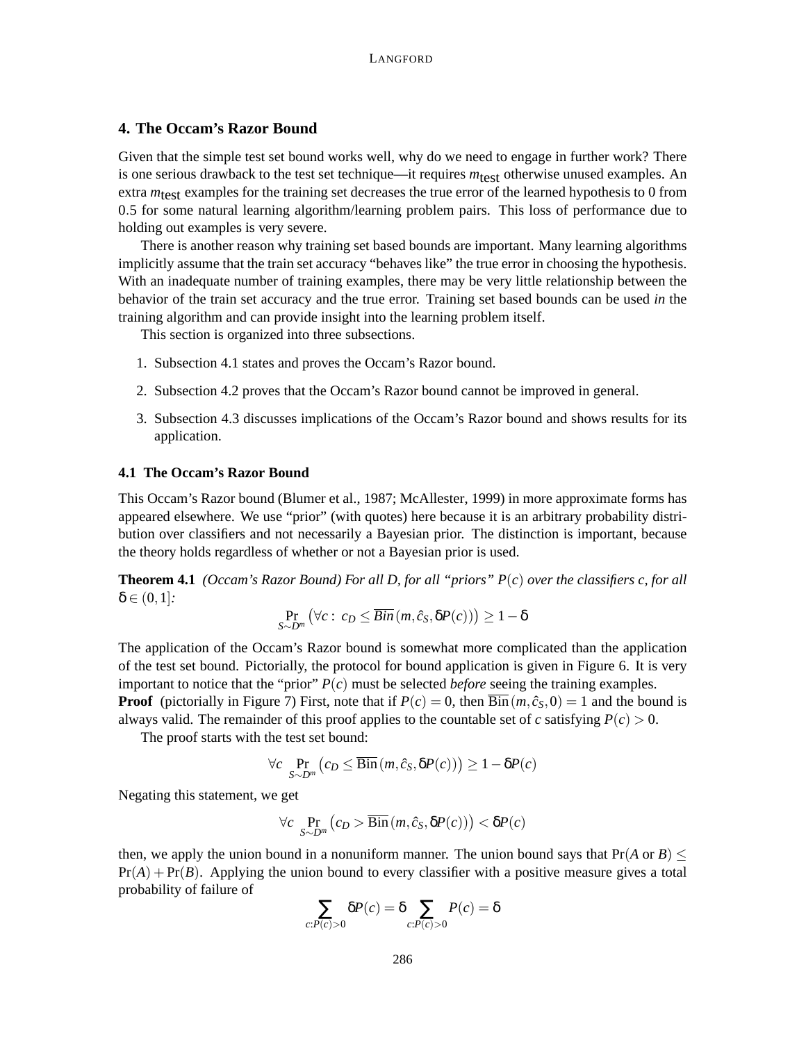## 4. The Occam's Razor Bound

Given that the simple test set bound works well, why do we need to engage in further work? There is one serious drawback to the test set technique—it requires $m_{\text{test}}$ otherwise unused examples. An extra $m_{\text{test}}$ examples for the training set decreases the true error of the learned hypothesis to 0 from 0.5 for some natural learning algorithm/learning problem pairs. This loss of performance due to holding out examples is very severe.

There is another reason why training set based bounds are important. Many learning algorithms implicitly assume that the train set accuracy "behaves like" the true error in choosing the hypothesis. With an inadequate number of training examples, there may be very little relationship between the behavior of the train set accuracy and the true error. Training set based bounds can be used *in* the training algorithm and can provide insight into the learning problem itself.

This section is organized into three subsections.

1. Subsection 4.1 states and proves the Occam's Razor bound.
2. Subsection 4.2 proves that the Occam's Razor bound cannot be improved in general.
3. Subsection 4.3 discusses implications of the Occam's Razor bound and shows results for its application.

### 4.1 The Occam's Razor Bound

This Occam's Razor bound (Blumer et al., 1987; McAllester, 1999) in more approximate forms has appeared elsewhere. We use "prior" (with quotes) here because it is an arbitrary probability distribution over classifiers and not necessarily a Bayesian prior. The distinction is important, because the theory holds regardless of whether or not a Bayesian prior is used.

**Theorem 4.1** *(Occam's Razor Bound) For all D, for all "priors" $P(c)$ over the classifiers c, for all $\delta \in (0,1]$:*

$$\Pr_{S \sim D^m}\left(\forall c:\ c_D \leq \overline{Bin}\left(m, \hat{c}_S, \delta P(c)\right)\right) \geq 1-\delta$$

The application of the Occam's Razor bound is somewhat more complicated than the application of the test set bound. Pictorially, the protocol for bound application is given in Figure 6. It is very important to notice that the "prior" $P(c)$ must be selected *before* seeing the training examples.

**Proof** (pictorially in Figure 7) First, note that if $P(c) = 0$, then $\overline{\text{Bin}}(m, \hat{c}_S, 0) = 1$ and the bound is always valid. The remainder of this proof applies to the countable set of $c$ satisfying $P(c) > 0$.

The proof starts with the test set bound:

$$\forall c \Pr_{S \sim D^m}\left(c_D \leq \overline{\text{Bin}}\left(m, \hat{c}_S, \delta P(c)\right)\right) \geq 1 - \delta P(c)$$

Negating this statement, we get

$$\forall c \Pr_{S \sim D^m}\left(c_D > \overline{\text{Bin}}\left(m, \hat{c}_S, \delta P(c)\right)\right) < \delta P(c)$$

then, we apply the union bound in a nonuniform manner. The union bound says that $\Pr(A \text{ or } B) \leq \Pr(A) + \Pr(B)$. Applying the union bound to every classifier with a positive measure gives a total probability of failure of

$$\sum_{c:P(c)>0} \delta P(c) = \delta \sum_{c:P(c)>0} P(c) = \delta$$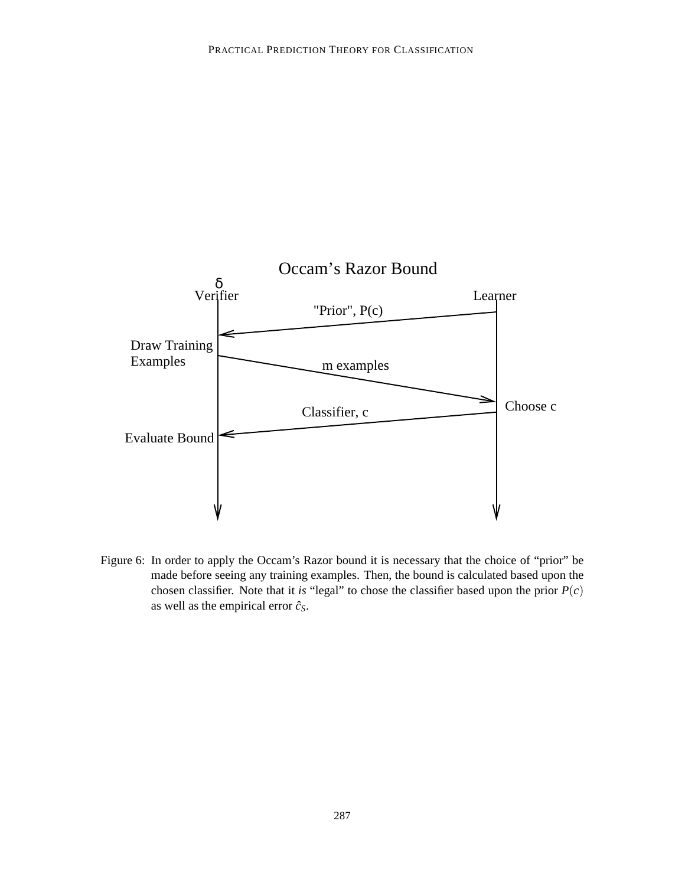Occam’s Razor Bound

δ

Verifier

Learner

"Prior", P(c)

Draw Training Examples

m examples

Choose c

Classifier, c

Evaluate Bound

Figure 6: In order to apply the Occam’s Razor bound it is necessary that the choice of “prior” be made before seeing any training examples. Then, the bound is calculated based upon the chosen classifier. Note that it *is* “legal” to chose the classifier based upon the prior $P(c)$ as well as the empirical error $\hat{c}_S$.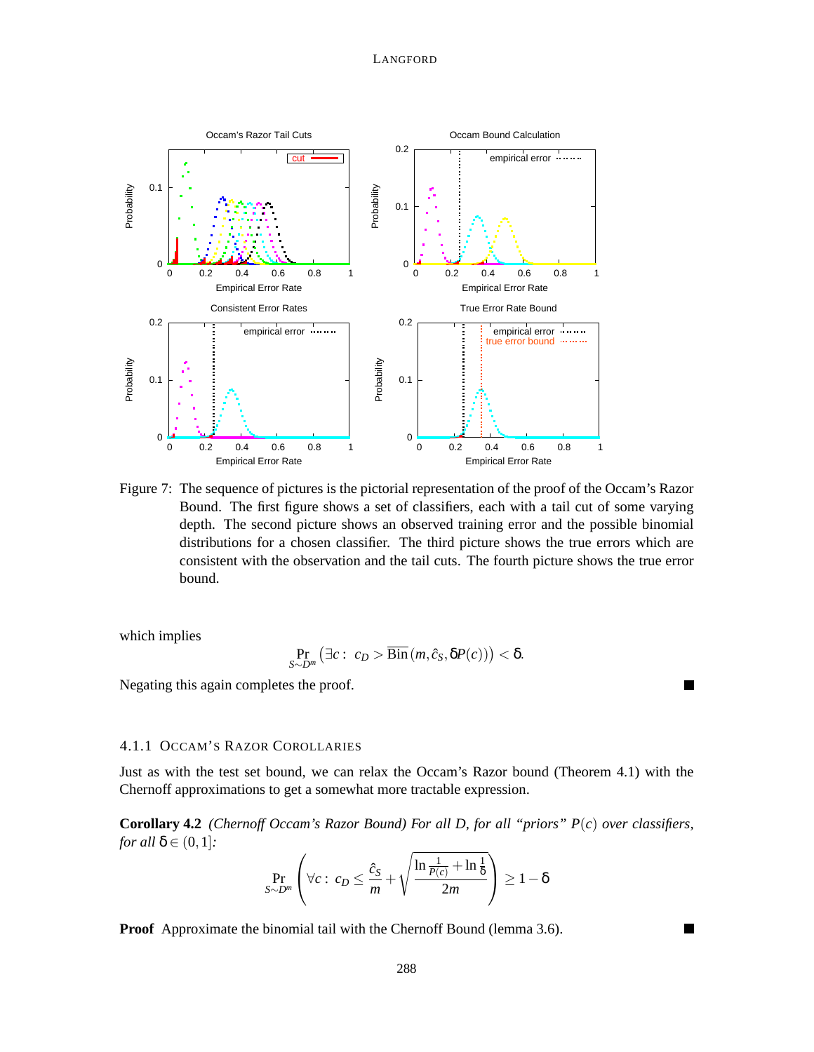Figure 7: The sequence of pictures is the pictorial representation of the proof of the Occam's Razor Bound. The first figure shows a set of classifiers, each with a tail cut of some varying depth. The second picture shows an observed training error and the possible binomial distributions for a chosen classifier. The third picture shows the true errors which are consistent with the observation and the tail cuts. The fourth picture shows the true error bound.

which implies

$$\Pr_{S \sim D^m}\left(\exists c:\ c_D > \overline{\text{Bin}}\left(m, \hat{c}_S, \delta P(c)\right)\right) < \delta.$$

Negating this again completes the proof. ∎

#### 4.1.1 Occam's Razor Corollaries

Just as with the test set bound, we can relax the Occam's Razor bound (Theorem 4.1) with the Chernoff approximations to get a somewhat more tractable expression.

**Corollary 4.2** *(Chernoff Occam's Razor Bound) For all D, for all "priors" $P(c)$ over classifiers, for all $\delta \in (0,1]$:*

$$\Pr_{S \sim D^m}\left(\forall c:\ c_D \leq \frac{\hat{c}_S}{m} + \sqrt{\frac{\ln\frac{1}{P(c)} + \ln\frac{1}{\delta}}{2m}}\right) \geq 1 - \delta$$

**Proof** Approximate the binomial tail with the Chernoff Bound (lemma 3.6). ∎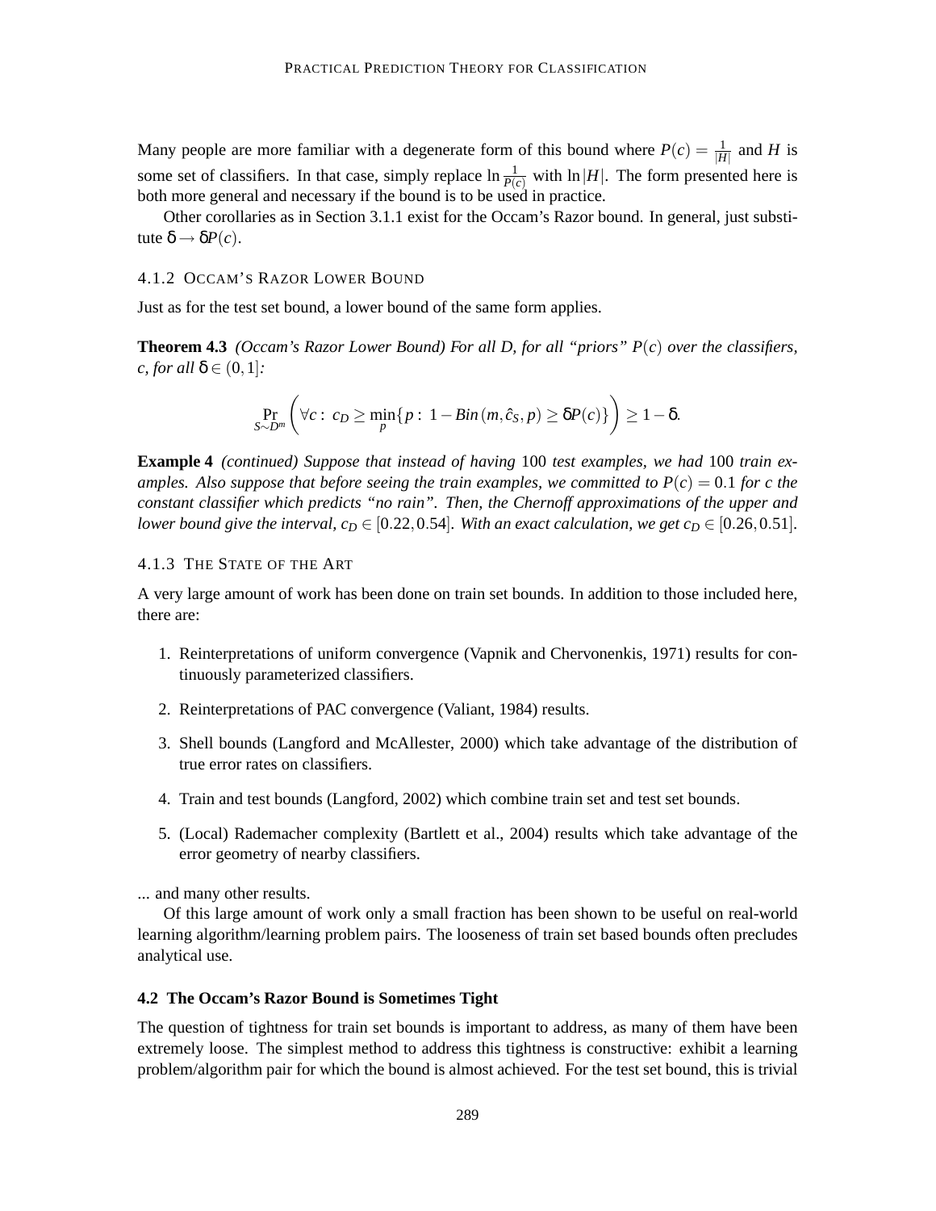Many people are more familiar with a degenerate form of this bound where $P(c) = \frac{1}{|H|}$ and $H$ is some set of classifiers. In that case, simply replace $\ln \frac{1}{P(c)}$ with $\ln |H|$. The form presented here is both more general and necessary if the bound is to be used in practice.

Other corollaries as in Section 3.1.1 exist for the Occam's Razor bound. In general, just substitute $\delta \to \delta P(c)$.

#### 4.1.2 Occam's Razor Lower Bound

Just as for the test set bound, a lower bound of the same form applies.

**Theorem 4.3** *(Occam's Razor Lower Bound) For all D, for all "priors" $P(c)$ over the classifiers, c, for all $\delta \in (0,1]$:*

$$\Pr_{S \sim D^m}\left(\forall c:\ c_D \geq \min_p \{p:\ 1 - Bin(m, \hat{c}_S, p) \geq \delta P(c)\}\right) \geq 1 - \delta.$$

**Example 4** *(continued) Suppose that instead of having 100 test examples, we had 100 train examples. Also suppose that before seeing the train examples, we committed to $P(c) = 0.1$ for c the constant classifier which predicts "no rain". Then, the Chernoff approximations of the upper and lower bound give the interval, $c_D \in [0.22, 0.54]$. With an exact calculation, we get $c_D \in [0.26, 0.51]$.*

#### 4.1.3 The State of the Art

A very large amount of work has been done on train set bounds. In addition to those included here, there are:

1. Reinterpretations of uniform convergence (Vapnik and Chervonenkis, 1971) results for continuously parameterized classifiers.
2. Reinterpretations of PAC convergence (Valiant, 1984) results.
3. Shell bounds (Langford and McAllester, 2000) which take advantage of the distribution of true error rates on classifiers.
4. Train and test bounds (Langford, 2002) which combine train set and test set bounds.
5. (Local) Rademacher complexity (Bartlett et al., 2004) results which take advantage of the error geometry of nearby classifiers.

... and many other results.

Of this large amount of work only a small fraction has been shown to be useful on real-world learning algorithm/learning problem pairs. The looseness of train set based bounds often precludes analytical use.

### 4.2 The Occam's Razor Bound is Sometimes Tight

The question of tightness for train set bounds is important to address, as many of them have been extremely loose. The simplest method to address this tightness is constructive: exhibit a learning problem/algorithm pair for which the bound is almost achieved. For the test set bound, this is trivial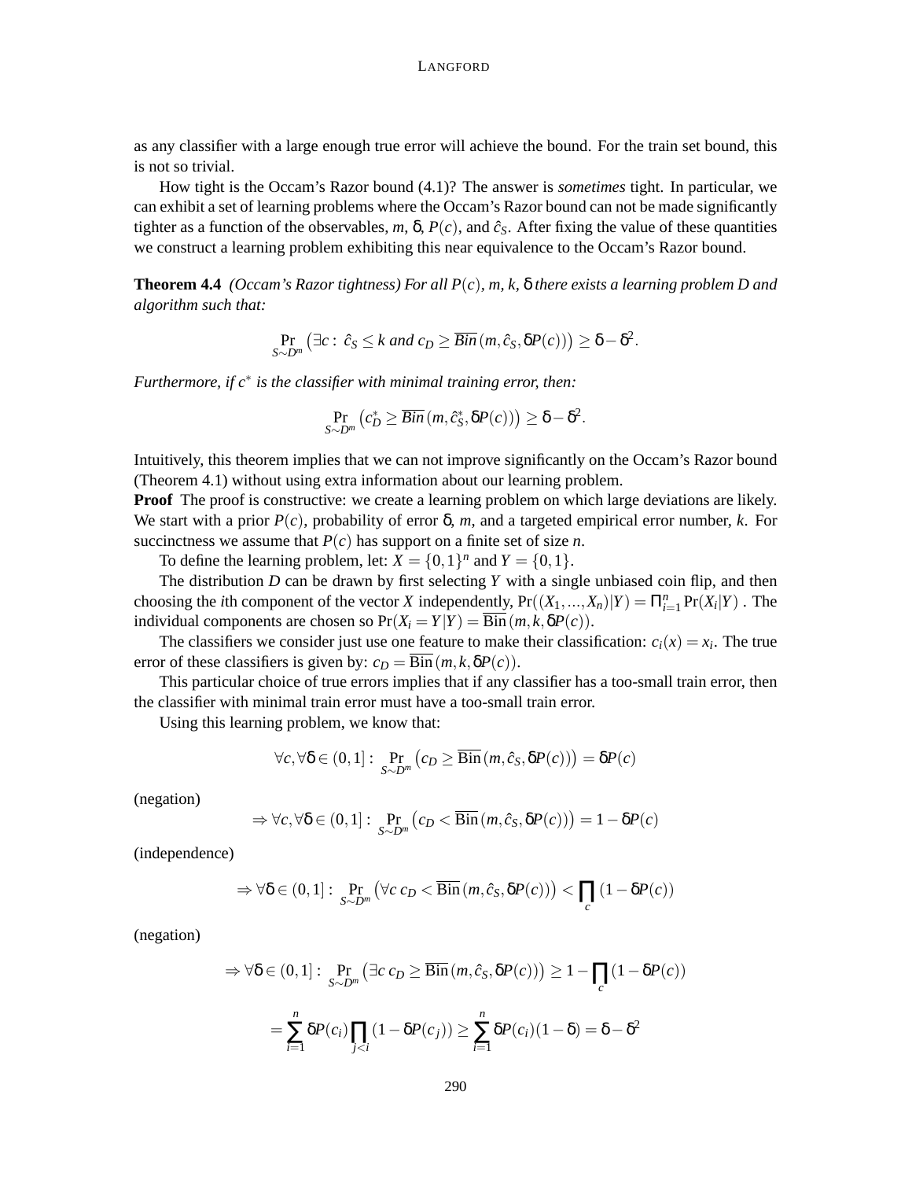as any classifier with a large enough true error will achieve the bound. For the train set bound, this is not so trivial.

How tight is the Occam's Razor bound (4.1)? The answer is *sometimes* tight. In particular, we can exhibit a set of learning problems where the Occam's Razor bound can not be made significantly tighter as a function of the observables, $m$, $\delta$, $P(c)$, and $\hat{c}_S$. After fixing the value of these quantities we construct a learning problem exhibiting this near equivalence to the Occam's Razor bound.

**Theorem 4.4** *(Occam's Razor tightness) For all $P(c)$, $m$, $k$, $\delta$ there exists a learning problem $D$ and algorithm such that:*

$$\Pr_{S\sim D^m}\left(\exists c:\ \hat{c}_S \leq k \text{ and } c_D \geq \overline{Bin}\left(m, \hat{c}_S, \delta P(c)\right)\right) \geq \delta - \delta^2.$$

*Furthermore, if $c^*$ is the classifier with minimal training error, then:*

$$\Pr_{S\sim D^m}\left(c^*_D \geq \overline{Bin}\left(m, \hat{c}^*_S, \delta P(c)\right)\right) \geq \delta - \delta^2.$$

Intuitively, this theorem implies that we can not improve significantly on the Occam's Razor bound (Theorem 4.1) without using extra information about our learning problem.

**Proof** The proof is constructive: we create a learning problem on which large deviations are likely. We start with a prior $P(c)$, probability of error $\delta$, $m$, and a targeted empirical error number, $k$. For succinctness we assume that $P(c)$ has support on a finite set of size $n$.

To define the learning problem, let: $X = \{0,1\}^n$ and $Y = \{0,1\}$.

The distribution $D$ can be drawn by first selecting $Y$ with a single unbiased coin flip, and then choosing the $i$th component of the vector $X$ independently, $\Pr((X_1,\ldots,X_n)|Y) = \prod_{i=1}^n \Pr(X_i|Y)$ . The individual components are chosen so $\Pr(X_i = Y|Y) = \overline{\mathrm{Bin}}\left(m, k, \delta P(c)\right)$.

The classifiers we consider just use one feature to make their classification: $c_i(x) = x_i$. The true error of these classifiers is given by: $c_D = \overline{\mathrm{Bin}}\left(m, k, \delta P(c)\right)$.

This particular choice of true errors implies that if any classifier has a too-small train error, then the classifier with minimal train error must have a too-small train error.

Using this learning problem, we know that:

$$\forall c, \forall \delta \in (0,1]:\ \Pr_{S\sim D^m}\left(c_D \geq \overline{\mathrm{Bin}}\left(m, \hat{c}_S, \delta P(c)\right)\right) = \delta P(c)$$

(negation)

$$\Rightarrow \forall c, \forall \delta \in (0,1]:\ \Pr_{S\sim D^m}\left(c_D < \overline{\mathrm{Bin}}\left(m, \hat{c}_S, \delta P(c)\right)\right) = 1 - \delta P(c)$$

(independence)

$$\Rightarrow \forall \delta \in (0,1]:\ \Pr_{S\sim D^m}\left(\forall c\ c_D < \overline{\mathrm{Bin}}\left(m, \hat{c}_S, \delta P(c)\right)\right) < \prod_c \left(1 - \delta P(c)\right)$$

(negation)

$$\Rightarrow \forall \delta \in (0,1]:\ \Pr_{S\sim D^m}\left(\exists c\ c_D \geq \overline{\mathrm{Bin}}\left(m, \hat{c}_S, \delta P(c)\right)\right) \geq 1 - \prod_c \left(1 - \delta P(c)\right)$$

$$= \sum_{i=1}^n \delta P(c_i) \prod_{j<i} \left(1 - \delta P(c_j)\right) \geq \sum_{i=1}^n \delta P(c_i)(1-\delta) = \delta - \delta^2$$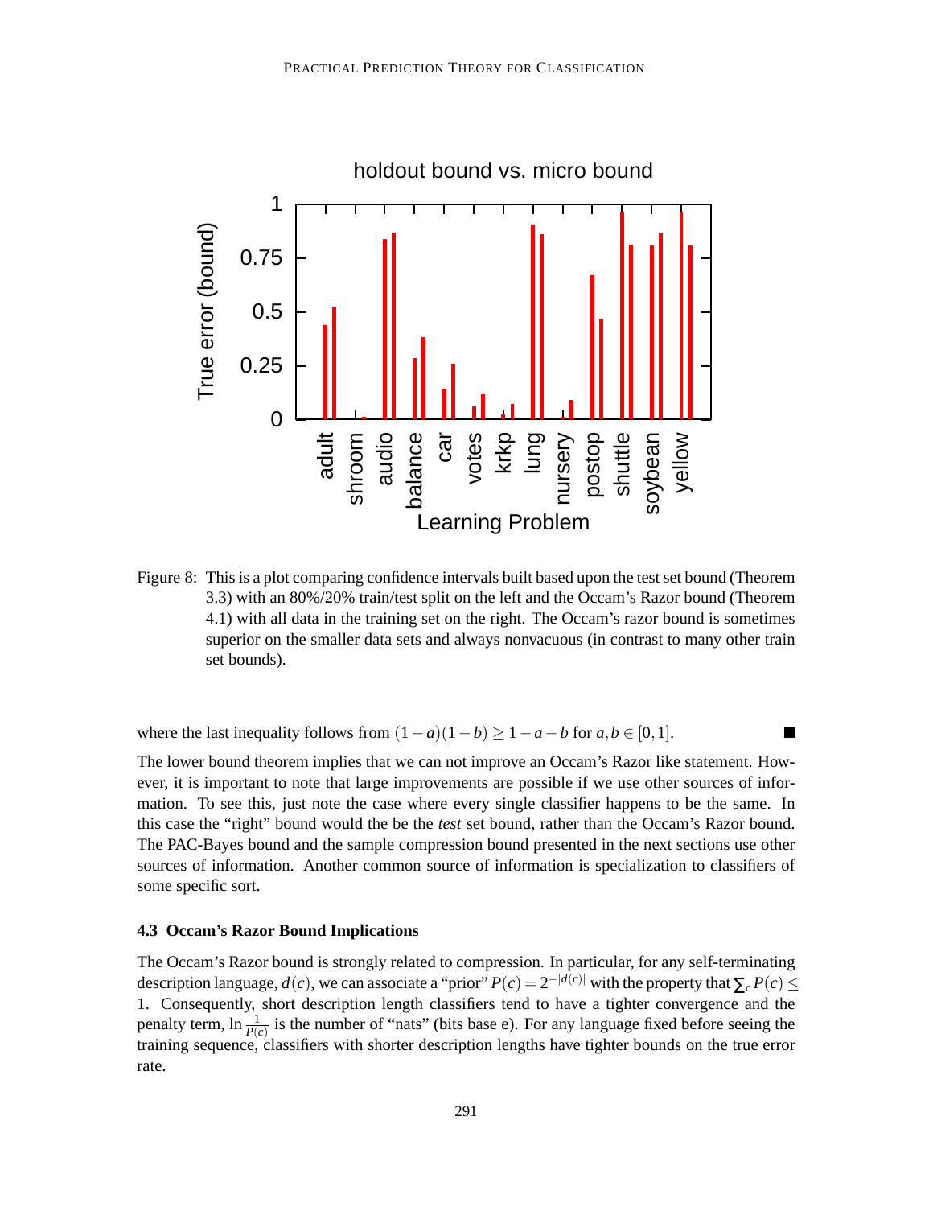Figure 8: This is a plot comparing confidence intervals built based upon the test set bound (Theorem 3.3) with an 80%/20% train/test split on the left and the Occam's Razor bound (Theorem 4.1) with all data in the training set on the right. The Occam's razor bound is sometimes superior on the smaller data sets and always nonvacuous (in contrast to many other train set bounds).

where the last inequality follows from $(1-a)(1-b) \geq 1-a-b$ for $a, b \in [0,1]$. ■

The lower bound theorem implies that we can not improve an Occam's Razor like statement. However, it is important to note that large improvements are possible if we use other sources of information. To see this, just note the case where every single classifier happens to be the same. In this case the "right" bound would the be the *test* set bound, rather than the Occam's Razor bound. The PAC-Bayes bound and the sample compression bound presented in the next sections use other sources of information. Another common source of information is specialization to classifiers of some specific sort.

### 4.3 Occam's Razor Bound Implications

The Occam's Razor bound is strongly related to compression. In particular, for any self-terminating description language, $d(c)$, we can associate a "prior" $P(c) = 2^{-|d(c)|}$ with the property that $\sum_c P(c) \leq 1$. Consequently, short description length classifiers tend to have a tighter convergence and the penalty term, $\ln \frac{1}{P(c)}$ is the number of "nats" (bits base e). For any language fixed before seeing the training sequence, classifiers with shorter description lengths have tighter bounds on the true error rate.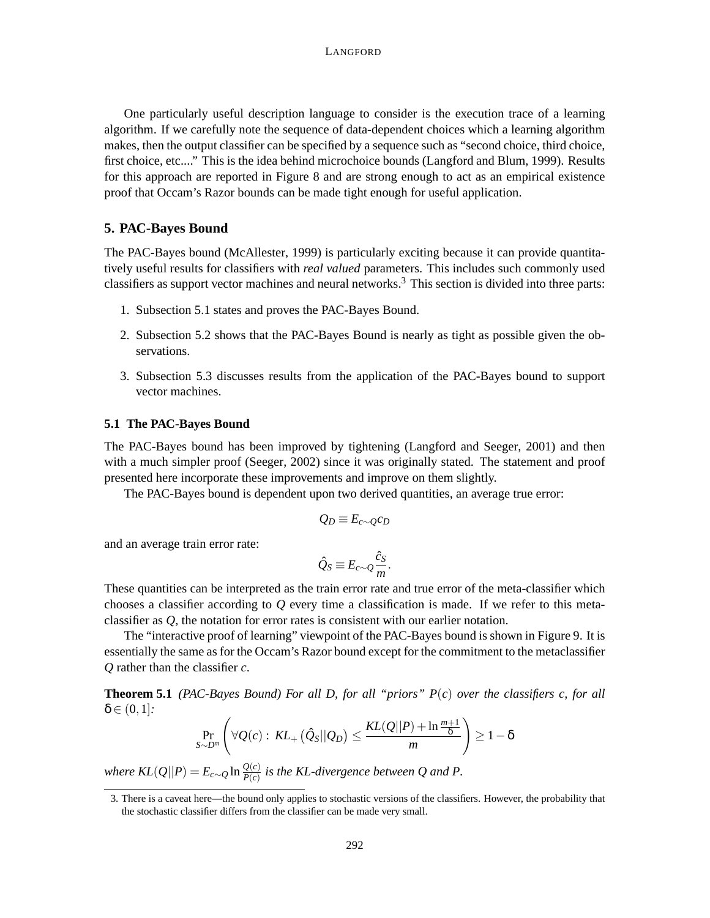One particularly useful description language to consider is the execution trace of a learning algorithm. If we carefully note the sequence of data-dependent choices which a learning algorithm makes, then the output classifier can be specified by a sequence such as "second choice, third choice, first choice, etc...." This is the idea behind microchoice bounds (Langford and Blum, 1999). Results for this approach are reported in Figure 8 and are strong enough to act as an empirical existence proof that Occam's Razor bounds can be made tight enough for useful application.

## 5. PAC-Bayes Bound

The PAC-Bayes bound (McAllester, 1999) is particularly exciting because it can provide quantitatively useful results for classifiers with *real valued* parameters. This includes such commonly used classifiers as support vector machines and neural networks.[3] This section is divided into three parts:

1. Subsection 5.1 states and proves the PAC-Bayes Bound.
2. Subsection 5.2 shows that the PAC-Bayes Bound is nearly as tight as possible given the observations.
3. Subsection 5.3 discusses results from the application of the PAC-Bayes bound to support vector machines.

### 5.1 The PAC-Bayes Bound

The PAC-Bayes bound has been improved by tightening (Langford and Seeger, 2001) and then with a much simpler proof (Seeger, 2002) since it was originally stated. The statement and proof presented here incorporate these improvements and improve on them slightly.

The PAC-Bayes bound is dependent upon two derived quantities, an average true error:

$$Q_D \equiv E_{c \sim Q} c_D$$

and an average train error rate:

$$\hat{Q}_S \equiv E_{c \sim Q} \frac{\hat{c}_S}{m}.$$

These quantities can be interpreted as the train error rate and true error of the meta-classifier which chooses a classifier according to $Q$ every time a classification is made. If we refer to this meta-classifier as $Q$, the notation for error rates is consistent with our earlier notation.

The "interactive proof of learning" viewpoint of the PAC-Bayes bound is shown in Figure 9. It is essentially the same as for the Occam's Razor bound except for the commitment to the metaclassifier $Q$ rather than the classifier $c$.

**Theorem 5.1** *(PAC-Bayes Bound) For all $D$, for all "priors" $P(c)$ over the classifiers $c$, for all $\delta \in (0,1]$:*

$$\Pr_{S \sim D^m}\left( \forall Q(c) : \, KL_+\left(\hat{Q}_S || Q_D\right) \leq \frac{KL(Q||P) + \ln \frac{m+1}{\delta}}{m} \right) \geq 1 - \delta$$

*where $KL(Q||P) = E_{c \sim Q} \ln \frac{Q(c)}{P(c)}$ is the KL-divergence between $Q$ and $P$.*

3. There is a caveat here—the bound only applies to stochastic versions of the classifiers. However, the probability that the stochastic classifier differs from the classifier can be made very small.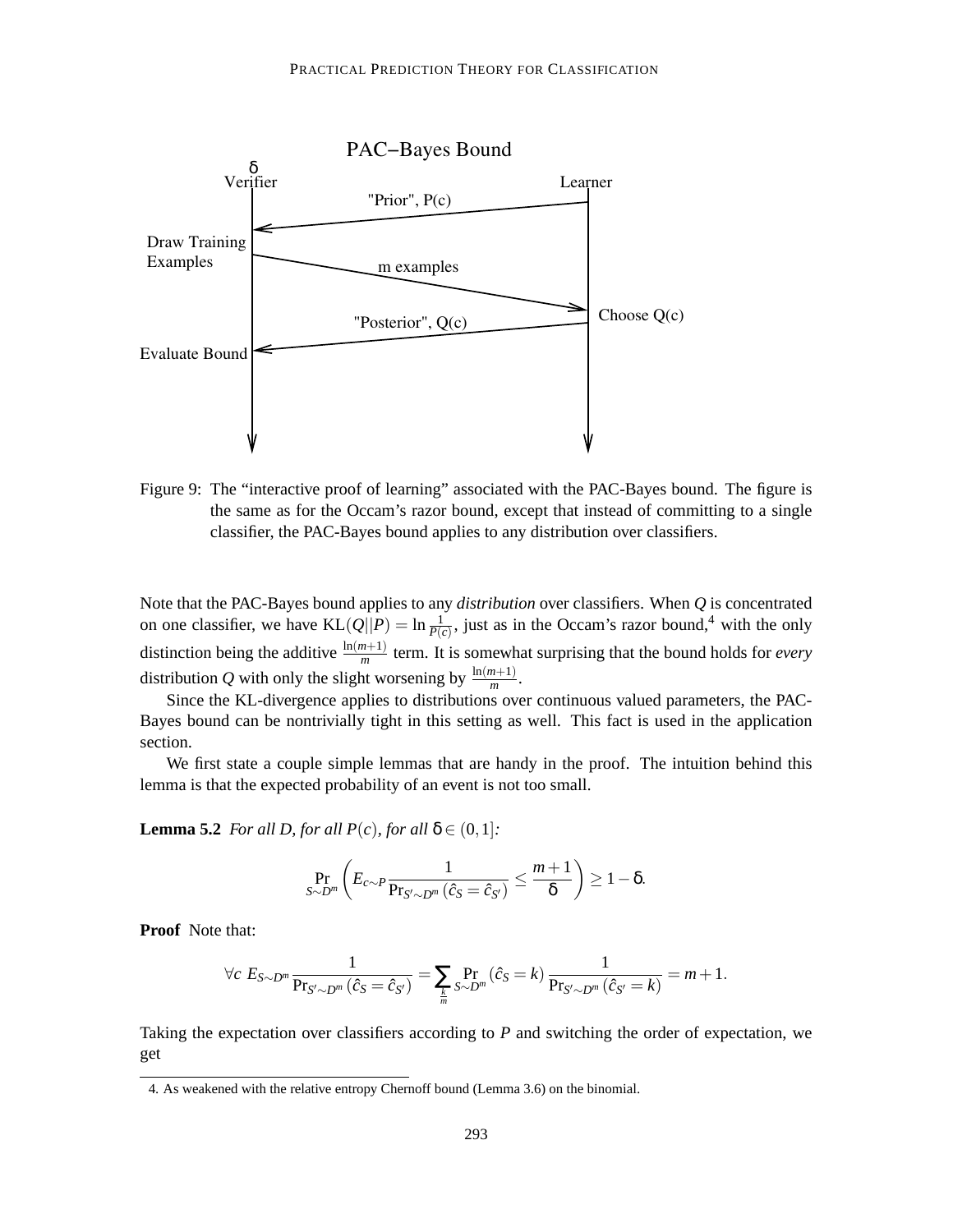Figure 9: The "interactive proof of learning" associated with the PAC-Bayes bound. The figure is the same as for the Occam's razor bound, except that instead of committing to a single classifier, the PAC-Bayes bound applies to any distribution over classifiers.

Note that the PAC-Bayes bound applies to any *distribution* over classifiers. When $Q$ is concentrated on one classifier, we have $\mathrm{KL}(Q||P) = \ln \frac{1}{P(c)}$, just as in the Occam's razor bound,[4] with the only distinction being the additive $\frac{\ln(m+1)}{m}$ term. It is somewhat surprising that the bound holds for *every* distribution $Q$ with only the slight worsening by $\frac{\ln(m+1)}{m}$.

Since the KL-divergence applies to distributions over continuous valued parameters, the PAC-Bayes bound can be nontrivially tight in this setting as well. This fact is used in the application section.

We first state a couple simple lemmas that are handy in the proof. The intuition behind this lemma is that the expected probability of an event is not too small.

**Lemma 5.2** *For all $D$, for all $P(c)$, for all $\delta \in (0,1]$:*

$$\Pr_{S \sim D^m} \left( E_{c \sim P} \frac{1}{\Pr_{S' \sim D^m}(\hat{c}_S = \hat{c}_{S'})} \leq \frac{m+1}{\delta} \right) \geq 1 - \delta.$$

**Proof** Note that:

$$\forall c \; E_{S \sim D^m} \frac{1}{\Pr_{S' \sim D^m}(\hat{c}_S = \hat{c}_{S'})} = \sum_{\frac{k}{m}} \Pr_{S \sim D^m}(\hat{c}_S = k) \frac{1}{\Pr_{S' \sim D^m}(\hat{c}_{S'} = k)} = m + 1.$$

Taking the expectation over classifiers according to $P$ and switching the order of expectation, we get

4. As weakened with the relative entropy Chernoff bound (Lemma 3.6) on the binomial.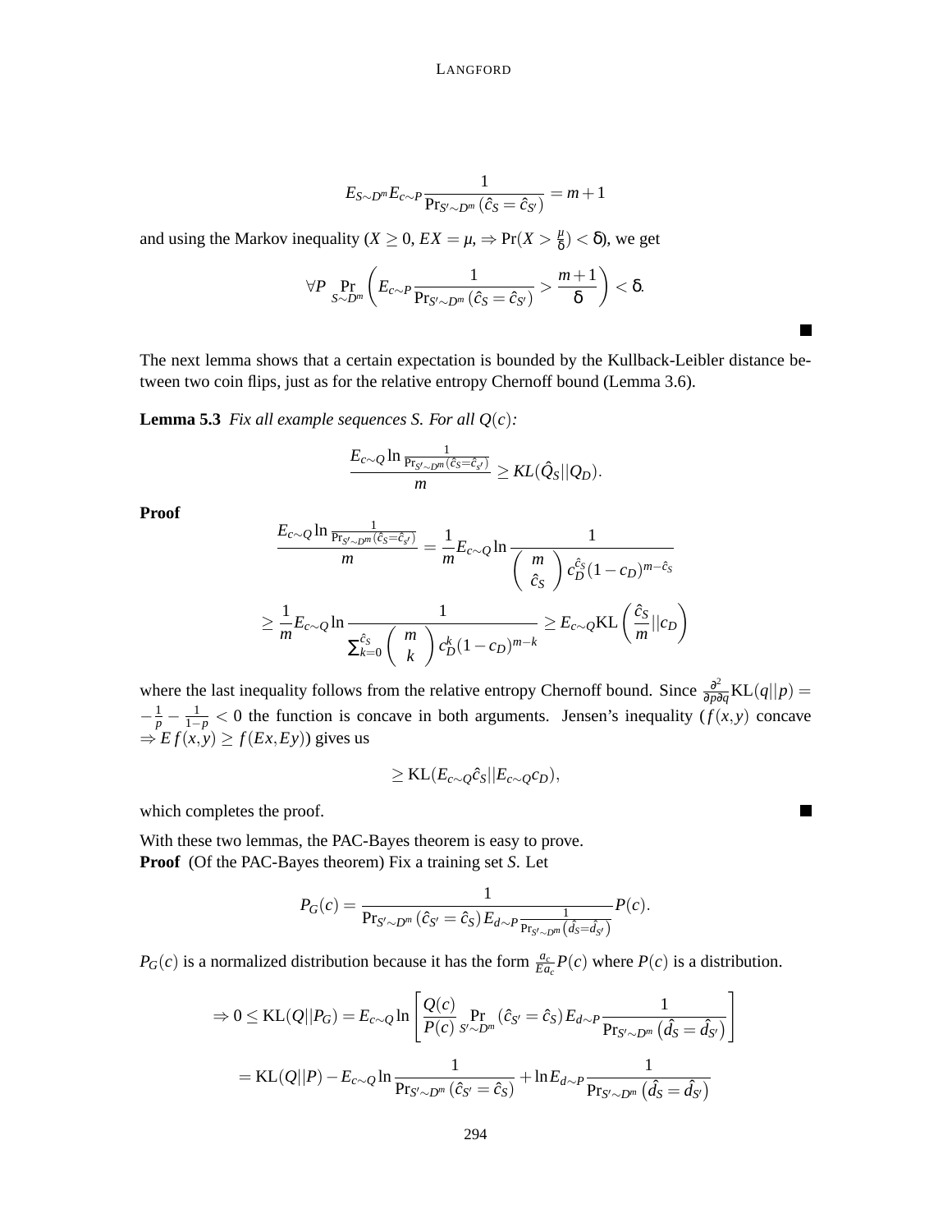$$E_{S\sim D^m} E_{c\sim P} \frac{1}{\Pr_{S'\sim D^m}(\hat{c}_S = \hat{c}_{S'})} = m+1$$

and using the Markov inequality ($X \geq 0$, $EX = \mu$, $\Rightarrow \Pr(X > \frac{\mu}{\delta}) < \delta$), we get

$$\forall P \Pr_{S\sim D^m}\left( E_{c\sim P} \frac{1}{\Pr_{S'\sim D^m}(\hat{c}_S = \hat{c}_{S'})} > \frac{m+1}{\delta} \right) < \delta.$$

■

The next lemma shows that a certain expectation is bounded by the Kullback-Leibler distance between two coin flips, just as for the relative entropy Chernoff bound (Lemma 3.6).

**Lemma 5.3** *Fix all example sequences S. For all $Q(c)$:*

$$\frac{E_{c\sim Q} \ln \frac{1}{\Pr_{S'\sim D^m}(\hat{c}_S = \hat{c}_{S'})}}{m} \geq KL(\hat{Q}_S || Q_D).$$

**Proof**

$$\frac{E_{c\sim Q} \ln \frac{1}{\Pr_{S'\sim D^m}(\hat{c}_S = \hat{c}_{S'})}}{m} = \frac{1}{m} E_{c\sim Q} \ln \frac{1}{\binom{m}{\hat{c}_S} c_D^{\hat{c}_S} (1-c_D)^{m-\hat{c}_S}}$$

$$\geq \frac{1}{m} E_{c\sim Q} \ln \frac{1}{\sum_{k=0}^{\hat{c}_S} \binom{m}{k} c_D^k (1-c_D)^{m-k}} \geq E_{c\sim Q} \mathrm{KL}\left(\frac{\hat{c}_S}{m} || c_D\right)$$

where the last inequality follows from the relative entropy Chernoff bound. Since $\frac{\partial^2}{\partial p \partial q} \mathrm{KL}(q||p) = -\frac{1}{p} - \frac{1}{1-p} < 0$ the function is concave in both arguments. Jensen's inequality ($f(x,y)$ concave $\Rightarrow E f(x,y) \geq f(Ex, Ey)$) gives us

$$\geq \mathrm{KL}(E_{c\sim Q} \hat{c}_S || E_{c\sim Q} c_D),$$

which completes the proof. ■

With these two lemmas, the PAC-Bayes theorem is easy to prove.

**Proof** (Of the PAC-Bayes theorem) Fix a training set $S$. Let

$$P_G(c) = \frac{1}{\Pr_{S'\sim D^m}(\hat{c}_{S'} = \hat{c}_S) E_{d\sim P} \frac{1}{\Pr_{S'\sim D^m}(\hat{d}_S = \hat{d}_{S'})}} P(c).$$

$P_G(c)$ is a normalized distribution because it has the form $\frac{a_c}{E a_c} P(c)$ where $P(c)$ is a distribution.

$$\Rightarrow 0 \leq \mathrm{KL}(Q||P_G) = E_{c\sim Q} \ln \left[ \frac{Q(c)}{P(c)} \Pr_{S'\sim D^m}(\hat{c}_{S'} = \hat{c}_S) E_{d\sim P} \frac{1}{\Pr_{S'\sim D^m}(\hat{d}_S = \hat{d}_{S'})} \right]$$

$$= \mathrm{KL}(Q||P) - E_{c\sim Q} \ln \frac{1}{\Pr_{S'\sim D^m}(\hat{c}_{S'} = \hat{c}_S)} + \ln E_{d\sim P} \frac{1}{\Pr_{S'\sim D^m}(\hat{d}_S = \hat{d}_{S'})}$$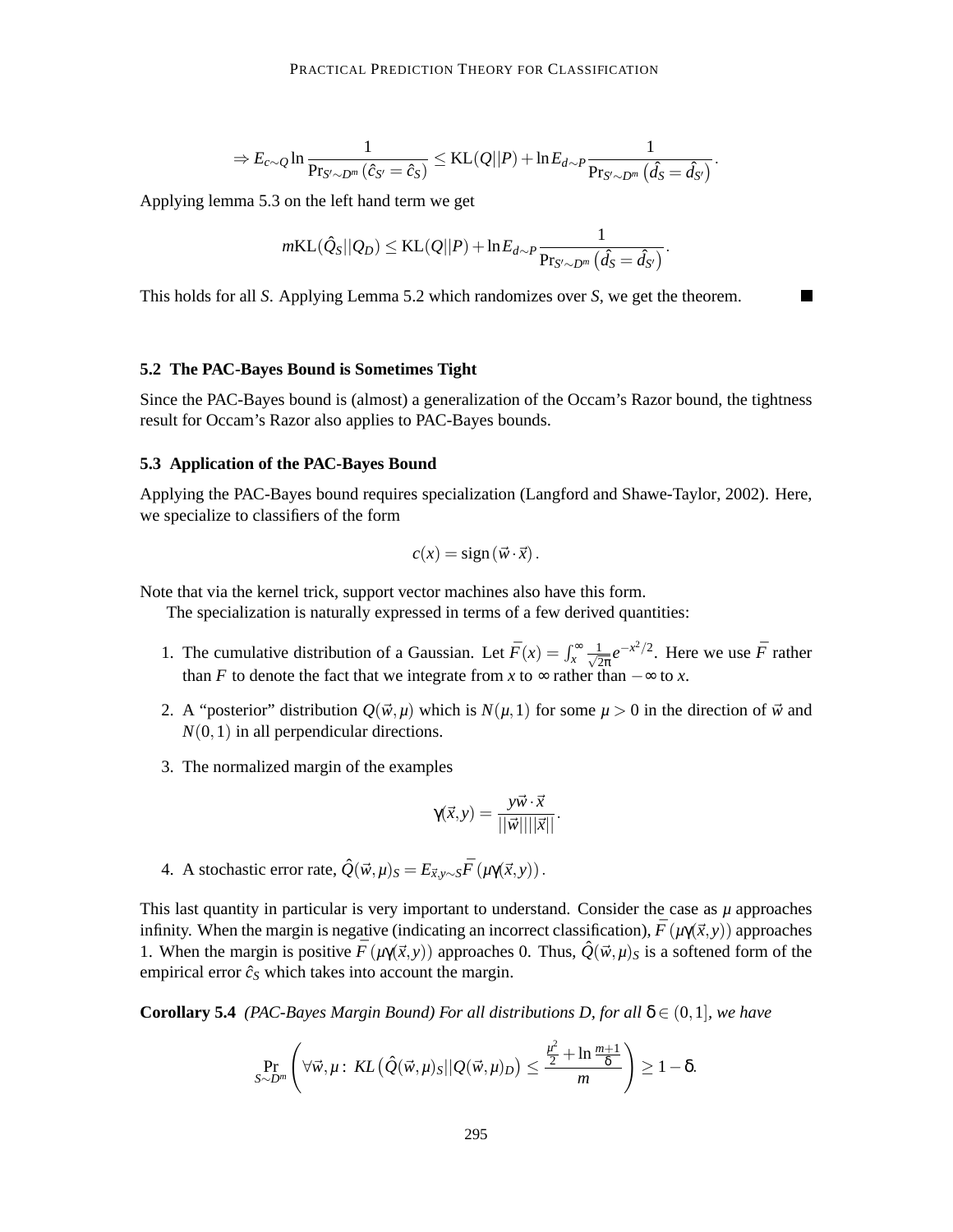$$\Rightarrow E_{c\sim Q} \ln \frac{1}{\Pr_{S'\sim D^m}(\hat{c}_{S'} = \hat{c}_S)} \leq \mathrm{KL}(Q||P) + \ln E_{d\sim P} \frac{1}{\Pr_{S'\sim D^m}\left(\hat{d}_S = \hat{d}_{S'}\right)}.$$

Applying lemma 5.3 on the left hand term we get

$$m\mathrm{KL}(\hat{Q}_S||Q_D) \leq \mathrm{KL}(Q||P) + \ln E_{d\sim P} \frac{1}{\Pr_{S'\sim D^m}\left(\hat{d}_S = \hat{d}_{S'}\right)}.$$

This holds for all $S$. Applying Lemma 5.2 which randomizes over $S$, we get the theorem. ■

### 5.2 The PAC-Bayes Bound is Sometimes Tight

Since the PAC-Bayes bound is (almost) a generalization of the Occam's Razor bound, the tightness result for Occam's Razor also applies to PAC-Bayes bounds.

### 5.3 Application of the PAC-Bayes Bound

Applying the PAC-Bayes bound requires specialization (Langford and Shawe-Taylor, 2002). Here, we specialize to classifiers of the form

$$c(x) = \mathrm{sign}\left(\vec{w}\cdot\vec{x}\right).$$

Note that via the kernel trick, support vector machines also have this form.

The specialization is naturally expressed in terms of a few derived quantities:

1. The cumulative distribution of a Gaussian. Let $\bar{F}(x) = \int_x^\infty \frac{1}{\sqrt{2\pi}} e^{-x^2/2}$. Here we use $\bar{F}$ rather than $F$ to denote the fact that we integrate from $x$ to $\infty$ rather than $-\infty$ to $x$.
2. A "posterior" distribution $Q(\vec{w},\mu)$ which is $N(\mu,1)$ for some $\mu > 0$ in the direction of $\vec{w}$ and $N(0,1)$ in all perpendicular directions.
3. The normalized margin of the examples

$$\gamma(\vec{x},y) = \frac{y\vec{w}\cdot\vec{x}}{||\vec{w}||||\vec{x}||}.$$

4. A stochastic error rate, $\hat{Q}(\vec{w},\mu)_S = E_{\vec{x},y\sim S}\bar{F}\left(\mu\gamma(\vec{x},y)\right)$.

This last quantity in particular is very important to understand. Consider the case as $\mu$ approaches infinity. When the margin is negative (indicating an incorrect classification), $\bar{F}\left(\mu\gamma(\vec{x},y)\right)$ approaches 1. When the margin is positive $\bar{F}\left(\mu\gamma(\vec{x},y)\right)$ approaches 0. Thus, $\hat{Q}(\vec{w},\mu)_S$ is a softened form of the empirical error $\hat{c}_S$ which takes into account the margin.

**Corollary 5.4** *(PAC-Bayes Margin Bound) For all distributions $D$, for all $\delta \in (0,1]$, we have*

$$\Pr_{S\sim D^m}\left(\forall \vec{w},\mu:\ KL\left(\hat{Q}(\vec{w},\mu)_S||Q(\vec{w},\mu)_D\right) \leq \frac{\frac{\mu^2}{2} + \ln\frac{m+1}{\delta}}{m}\right) \geq 1-\delta.$$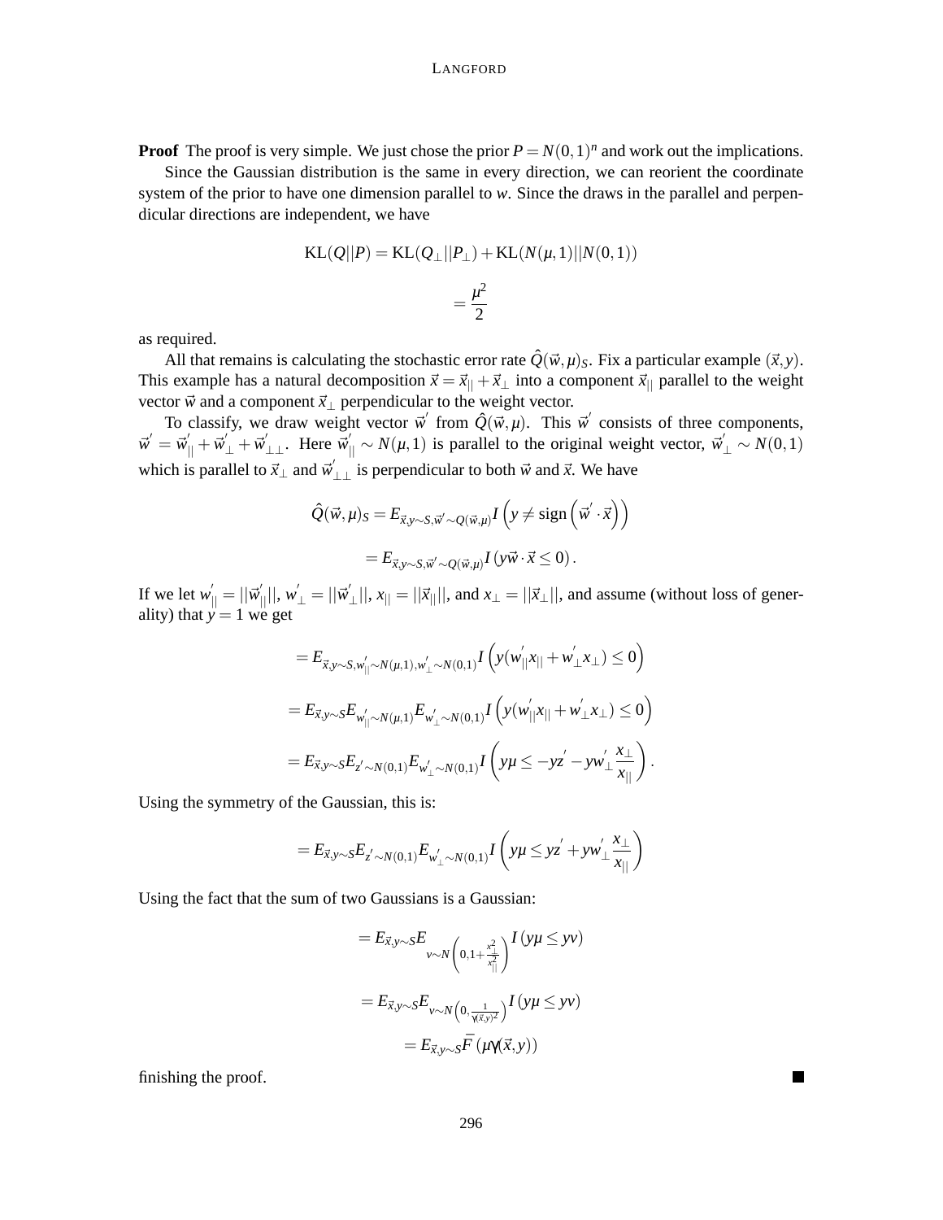**Proof** The proof is very simple. We just chose the prior $P = N(0,1)^n$ and work out the implications.

Since the Gaussian distribution is the same in every direction, we can reorient the coordinate system of the prior to have one dimension parallel to $w$. Since the draws in the parallel and perpendicular directions are independent, we have

$$\mathrm{KL}(Q||P) = \mathrm{KL}(Q_\perp||P_\perp) + \mathrm{KL}(N(\mu,1)||N(0,1))$$

$$= \frac{\mu^2}{2}$$

as required.

All that remains is calculating the stochastic error rate $\hat{Q}(\vec{w},\mu)_S$. Fix a particular example $(\vec{x}, y)$. This example has a natural decomposition $\vec{x} = \vec{x}_{||} + \vec{x}_\perp$ into a component $\vec{x}_{||}$ parallel to the weight vector $\vec{w}$ and a component $\vec{x}_\perp$ perpendicular to the weight vector.

To classify, we draw weight vector $\vec{w}'$ from $\hat{Q}(\vec{w},\mu)$. This $\vec{w}'$ consists of three components, $\vec{w}' = \vec{w}'_{||} + \vec{w}'_\perp + \vec{w}'_{\perp\perp}$. Here $\vec{w}'_{||} \sim N(\mu,1)$ is parallel to the original weight vector, $\vec{w}'_\perp \sim N(0,1)$ which is parallel to $\vec{x}_\perp$ and $\vec{w}'_{\perp\perp}$ is perpendicular to both $\vec{w}$ and $\vec{x}$. We have

$$\hat{Q}(\vec{w},\mu)_S = E_{\vec{x},y\sim S,\vec{w}'\sim Q(\vec{w},\mu)} I\left(y \neq \mathrm{sign}\left(\vec{w}' \cdot \vec{x}\right)\right)$$

$$= E_{\vec{x},y\sim S,\vec{w}'\sim Q(\vec{w},\mu)} I\left(y\vec{w} \cdot \vec{x} \leq 0\right).$$

If we let $w'_{||} = ||\vec{w}'_{||}||$, $w'_\perp = ||\vec{w}'_\perp||$, $x_{||} = ||\vec{x}_{||}||$, and $x_\perp = ||\vec{x}_\perp||$, and assume (without loss of generality) that $y = 1$ we get

$$= E_{\vec{x},y\sim S, w'_{||}\sim N(\mu,1), w'_\perp \sim N(0,1)} I\left(y(w'_{||}x_{||} + w'_\perp x_\perp) \leq 0\right)$$

$$= E_{\vec{x},y\sim S} E_{w'_{||}\sim N(\mu,1)} E_{w'_\perp \sim N(0,1)} I\left(y(w'_{||}x_{||} + w'_\perp x_\perp) \leq 0\right)$$

$$= E_{\vec{x},y\sim S} E_{z'\sim N(0,1)} E_{w'_\perp \sim N(0,1)} I\left(y\mu \leq -yz' - yw'_\perp \frac{x_\perp}{x_{||}}\right).$$

Using the symmetry of the Gaussian, this is:

$$= E_{\vec{x},y\sim S} E_{z'\sim N(0,1)} E_{w'_\perp \sim N(0,1)} I\left(y\mu \leq yz' + yw'_\perp \frac{x_\perp}{x_{||}}\right)$$

Using the fact that the sum of two Gaussians is a Gaussian:

$$= E_{\vec{x},y\sim S} E_{v\sim N\left(0, 1+\frac{x_\perp^2}{x_{||}^2}\right)} I\left(y\mu \leq yv\right)$$

$$= E_{\vec{x},y\sim S} E_{v\sim N\left(0, \frac{1}{\gamma(\vec{x},y)^2}\right)} I\left(y\mu \leq yv\right)$$

$$= E_{\vec{x},y\sim S} \bar{F}\left(\mu\gamma(\vec{x},y)\right)$$

finishing the proof. ∎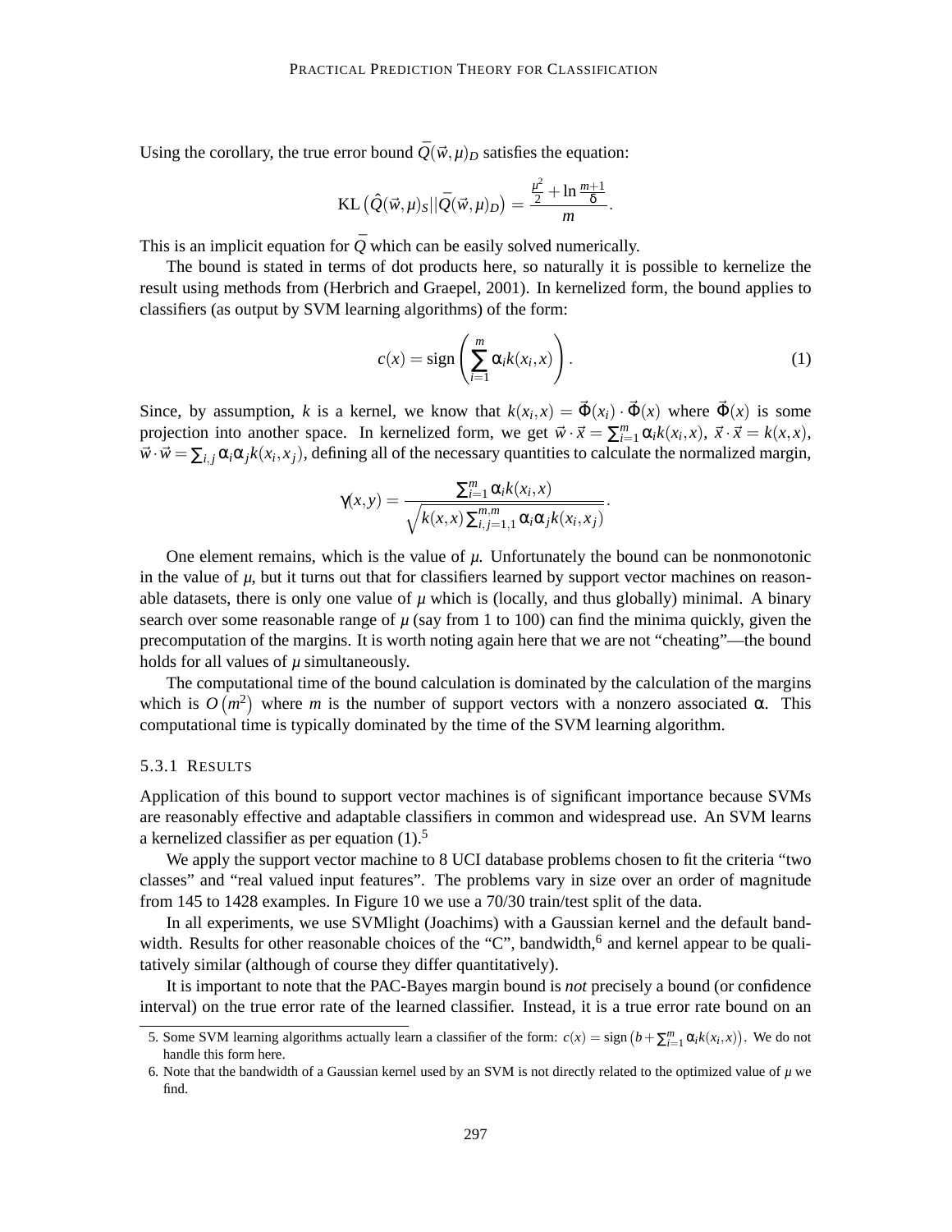Using the corollary, the true error bound $\bar{Q}(\vec{w},\mu)_D$ satisfies the equation:

$$\mathrm{KL}\left(\hat{Q}(\vec{w},\mu)_S || \bar{Q}(\vec{w},\mu)_D\right) = \frac{\frac{\mu^2}{2} + \ln\frac{m+1}{\delta}}{m}.$$

This is an implicit equation for $\bar{Q}$ which can be easily solved numerically.

The bound is stated in terms of dot products here, so naturally it is possible to kernelize the result using methods from (Herbrich and Graepel, 2001). In kernelized form, the bound applies to classifiers (as output by SVM learning algorithms) of the form:

$$c(x) = \mathrm{sign}\left(\sum_{i=1}^{m} \alpha_i k(x_i, x)\right). \tag{1}$$

Since, by assumption, $k$ is a kernel, we know that $k(x_i,x) = \vec{\Phi}(x_i)\cdot\vec{\Phi}(x)$ where $\vec{\Phi}(x)$ is some projection into another space. In kernelized form, we get $\vec{w}\cdot\vec{x} = \sum_{i=1}^{m}\alpha_i k(x_i,x)$, $\vec{x}\cdot\vec{x} = k(x,x)$, $\vec{w}\cdot\vec{w} = \sum_{i,j}\alpha_i\alpha_j k(x_i,x_j)$, defining all of the necessary quantities to calculate the normalized margin,

$$\gamma(x,y) = \frac{\sum_{i=1}^{m}\alpha_i k(x_i,x)}{\sqrt{k(x,x)\sum_{i,j=1,1}^{m,m}\alpha_i\alpha_j k(x_i,x_j)}}.$$

One element remains, which is the value of $\mu$. Unfortunately the bound can be nonmonotonic in the value of $\mu$, but it turns out that for classifiers learned by support vector machines on reasonable datasets, there is only one value of $\mu$ which is (locally, and thus globally) minimal. A binary search over some reasonable range of $\mu$ (say from 1 to 100) can find the minima quickly, given the precomputation of the margins. It is worth noting again here that we are not "cheating"—the bound holds for all values of $\mu$ simultaneously.

The computational time of the bound calculation is dominated by the calculation of the margins which is $O\left(m^2\right)$ where $m$ is the number of support vectors with a nonzero associated $\alpha$. This computational time is typically dominated by the time of the SVM learning algorithm.

### 5.3.1 Results

Application of this bound to support vector machines is of significant importance because SVMs are reasonably effective and adaptable classifiers in common and widespread use. An SVM learns a kernelized classifier as per equation (1).[5]

We apply the support vector machine to 8 UCI database problems chosen to fit the criteria "two classes" and "real valued input features". The problems vary in size over an order of magnitude from 145 to 1428 examples. In Figure 10 we use a 70/30 train/test split of the data.

In all experiments, we use SVMlight (Joachims) with a Gaussian kernel and the default bandwidth. Results for other reasonable choices of the "C", bandwidth,[6] and kernel appear to be qualitatively similar (although of course they differ quantitatively).

It is important to note that the PAC-Bayes margin bound is *not* precisely a bound (or confidence interval) on the true error rate of the learned classifier. Instead, it is a true error rate bound on an

5. Some SVM learning algorithms actually learn a classifier of the form: $c(x) = \mathrm{sign}\left(b + \sum_{i=1}^{m}\alpha_i k(x_i,x)\right)$. We do not handle this form here.

6. Note that the bandwidth of a Gaussian kernel used by an SVM is not directly related to the optimized value of $\mu$ we find.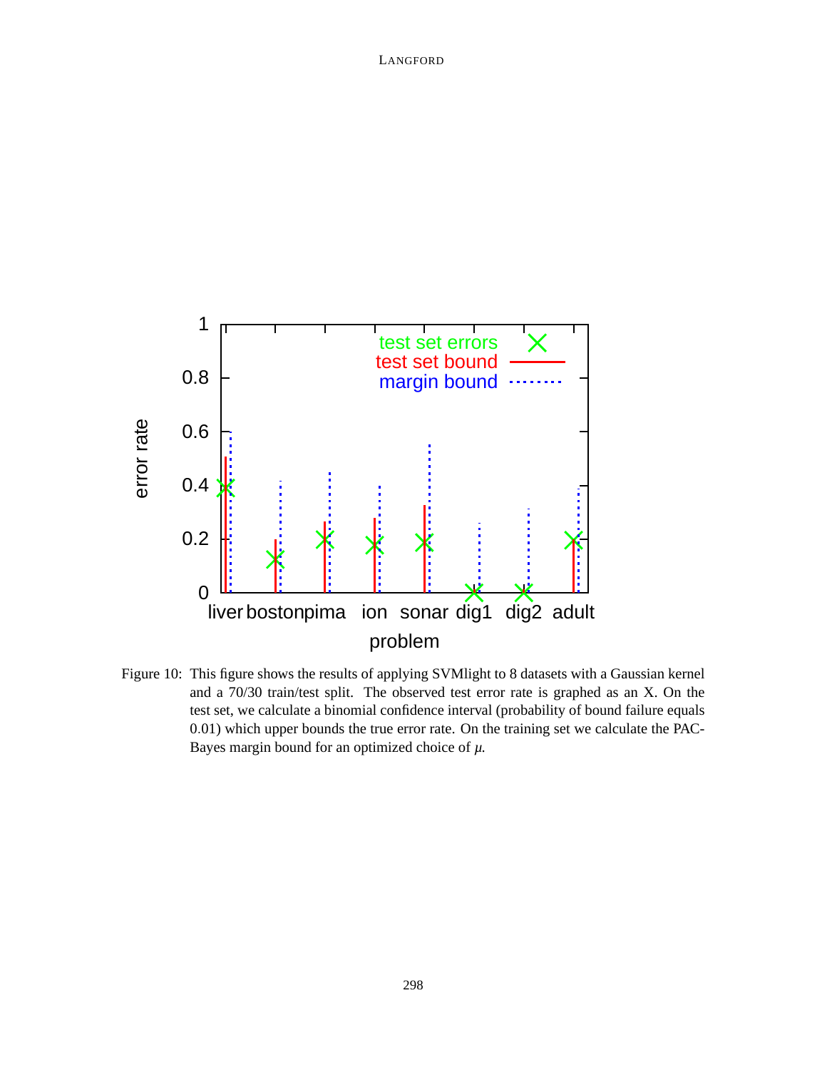Figure 10: This figure shows the results of applying SVMlight to 8 datasets with a Gaussian kernel and a 70/30 train/test split. The observed test error rate is graphed as an X. On the test set, we calculate a binomial confidence interval (probability of bound failure equals 0.01) which upper bounds the true error rate. On the training set we calculate the PAC-Bayes margin bound for an optimized choice of $\mu$.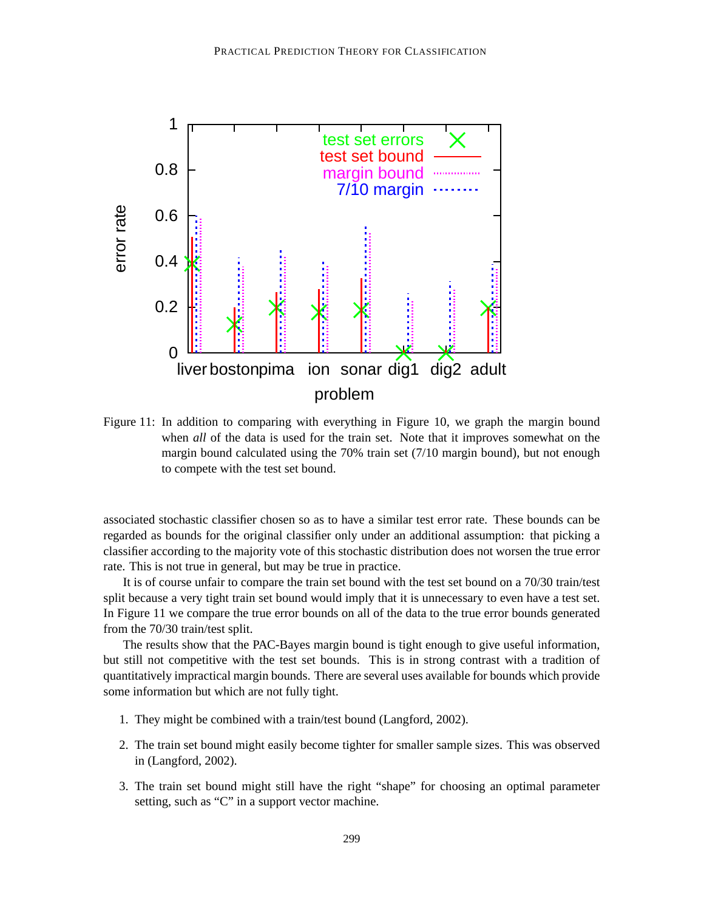Figure 11: In addition to comparing with everything in Figure 10, we graph the margin bound when *all* of the data is used for the train set. Note that it improves somewhat on the margin bound calculated using the 70% train set (7/10 margin bound), but not enough to compete with the test set bound.

associated stochastic classifier chosen so as to have a similar test error rate. These bounds can be regarded as bounds for the original classifier only under an additional assumption: that picking a classifier according to the majority vote of this stochastic distribution does not worsen the true error rate. This is not true in general, but may be true in practice.

It is of course unfair to compare the train set bound with the test set bound on a 70/30 train/test split because a very tight train set bound would imply that it is unnecessary to even have a test set. In Figure 11 we compare the true error bounds on all of the data to the true error bounds generated from the 70/30 train/test split.

The results show that the PAC-Bayes margin bound is tight enough to give useful information, but still not competitive with the test set bounds. This is in strong contrast with a tradition of quantitatively impractical margin bounds. There are several uses available for bounds which provide some information but which are not fully tight.

1. They might be combined with a train/test bound (Langford, 2002).

2. The train set bound might easily become tighter for smaller sample sizes. This was observed in (Langford, 2002).

3. The train set bound might still have the right "shape" for choosing an optimal parameter setting, such as "C" in a support vector machine.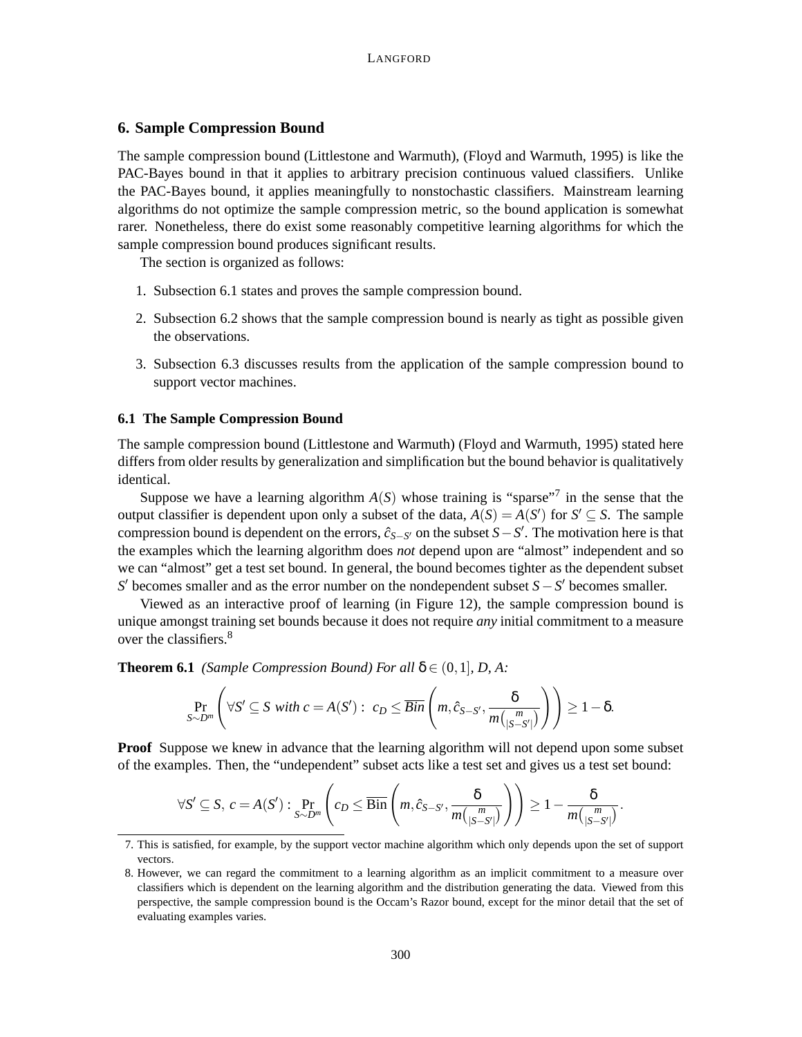## 6. Sample Compression Bound

The sample compression bound (Littlestone and Warmuth), (Floyd and Warmuth, 1995) is like the PAC-Bayes bound in that it applies to arbitrary precision continuous valued classifiers. Unlike the PAC-Bayes bound, it applies meaningfully to nonstochastic classifiers. Mainstream learning algorithms do not optimize the sample compression metric, so the bound application is somewhat rarer. Nonetheless, there do exist some reasonably competitive learning algorithms for which the sample compression bound produces significant results.

The section is organized as follows:

1. Subsection 6.1 states and proves the sample compression bound.
2. Subsection 6.2 shows that the sample compression bound is nearly as tight as possible given the observations.
3. Subsection 6.3 discusses results from the application of the sample compression bound to support vector machines.

### 6.1 The Sample Compression Bound

The sample compression bound (Littlestone and Warmuth) (Floyd and Warmuth, 1995) stated here differs from older results by generalization and simplification but the bound behavior is qualitatively identical.

Suppose we have a learning algorithm $A(S)$ whose training is "sparse"[7] in the sense that the output classifier is dependent upon only a subset of the data, $A(S) = A(S')$ for $S' \subseteq S$. The sample compression bound is dependent on the errors, $\hat{c}_{S-S'}$ on the subset $S - S'$. The motivation here is that the examples which the learning algorithm does *not* depend upon are "almost" independent and so we can "almost" get a test set bound. In general, the bound becomes tighter as the dependent subset $S'$ becomes smaller and as the error number on the nondependent subset $S - S'$ becomes smaller.

Viewed as an interactive proof of learning (in Figure 12), the sample compression bound is unique amongst training set bounds because it does not require *any* initial commitment to a measure over the classifiers.[8]

**Theorem 6.1** *(Sample Compression Bound) For all $\delta \in (0,1]$, $D$, $A$:*

$$\Pr_{S \sim D^m}\left(\forall S' \subseteq S \text{ with } c = A(S') : \; c_D \leq \overline{Bin}\left(m, \hat{c}_{S-S'}, \frac{\delta}{m\binom{m}{|S-S'|}}\right)\right) \geq 1 - \delta.$$

**Proof** Suppose we knew in advance that the learning algorithm will not depend upon some subset of the examples. Then, the "undependent" subset acts like a test set and gives us a test set bound:

$$\forall S' \subseteq S,\; c = A(S') : \Pr_{S \sim D^m}\left(c_D \leq \overline{\mathrm{Bin}}\left(m, \hat{c}_{S-S'}, \frac{\delta}{m\binom{m}{|S-S'|}}\right)\right) \geq 1 - \frac{\delta}{m\binom{m}{|S-S'|}}.$$

---

7. This is satisfied, for example, by the support vector machine algorithm which only depends upon the set of support vectors.

8. However, we can regard the commitment to a learning algorithm as an implicit commitment to a measure over classifiers which is dependent on the learning algorithm and the distribution generating the data. Viewed from this perspective, the sample compression bound is the Occam's Razor bound, except for the minor detail that the set of evaluating examples varies.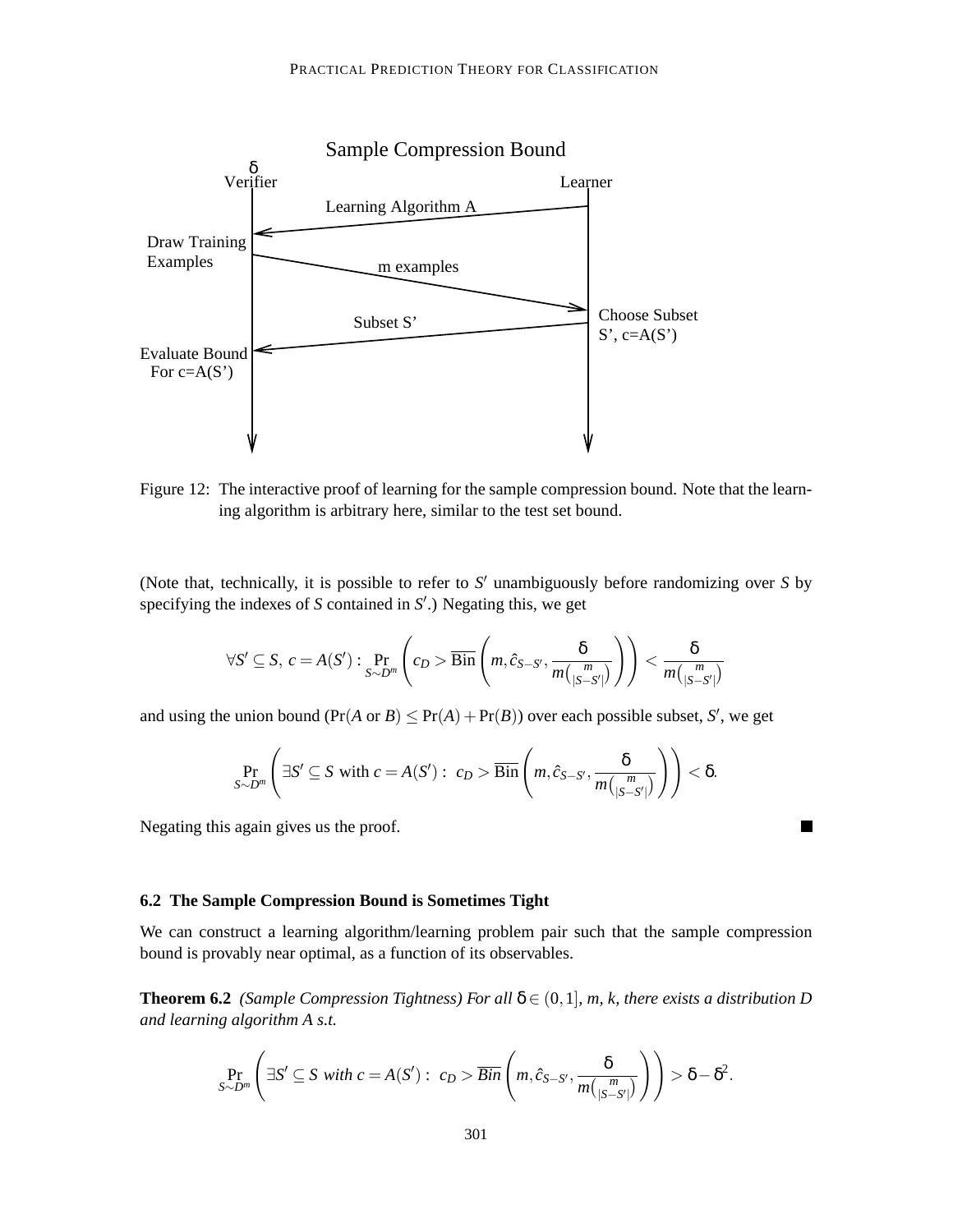Sample Compression Bound

δ
Verifier — Learner

Learning Algorithm A (Learner → Verifier)

Draw Training Examples — m examples (Verifier → Learner)

Choose Subset S', c=A(S') — Subset S' (Learner → Verifier)

Evaluate Bound For c=A(S')

Figure 12: The interactive proof of learning for the sample compression bound. Note that the learning algorithm is arbitrary here, similar to the test set bound.

(Note that, technically, it is possible to refer to $S'$ unambiguously before randomizing over $S$ by specifying the indexes of $S$ contained in $S'$.) Negating this, we get

$$\forall S' \subseteq S,\ c = A(S') : \Pr_{S \sim D^m}\left( c_D > \overline{\mathrm{Bin}}\left( m, \hat{c}_{S-S'}, \frac{\delta}{m\binom{m}{|S-S'|}} \right) \right) < \frac{\delta}{m\binom{m}{|S-S'|}}$$

and using the union bound ($\Pr(A \text{ or } B) \leq \Pr(A) + \Pr(B)$) over each possible subset, $S'$, we get

$$\Pr_{S \sim D^m}\left( \exists S' \subseteq S \text{ with } c = A(S') :\ c_D > \overline{\mathrm{Bin}}\left( m, \hat{c}_{S-S'}, \frac{\delta}{m\binom{m}{|S-S'|}} \right) \right) < \delta.$$

Negating this again gives us the proof. ■

### 6.2 The Sample Compression Bound is Sometimes Tight

We can construct a learning algorithm/learning problem pair such that the sample compression bound is provably near optimal, as a function of its observables.

**Theorem 6.2** *(Sample Compression Tightness) For all $\delta \in (0,1]$, m, k, there exists a distribution D and learning algorithm A s.t.*

$$\Pr_{S \sim D^m}\left( \exists S' \subseteq S \text{ with } c = A(S') :\ c_D > \overline{Bin}\left( m, \hat{c}_{S-S'}, \frac{\delta}{m\binom{m}{|S-S'|}} \right) \right) > \delta - \delta^2.$$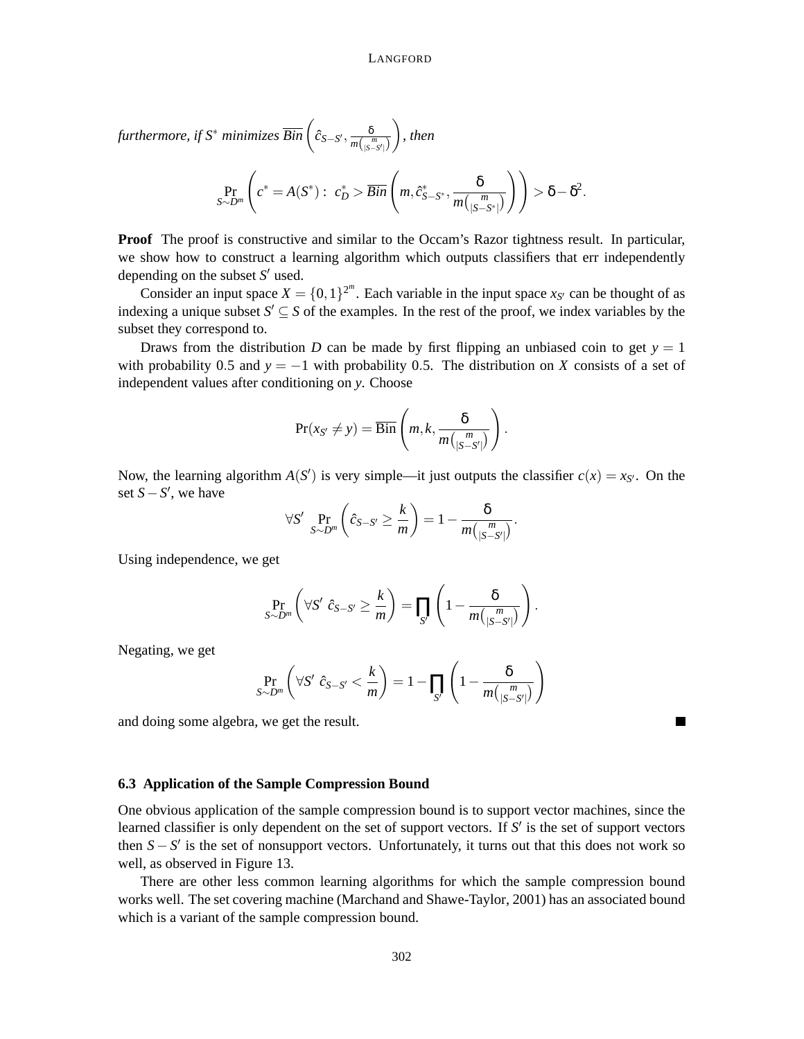*furthermore, if $S^*$ minimizes $\overline{Bin}\left(\hat{c}_{S-S'}, \frac{\delta}{m\binom{m}{|S-S'|}}\right)$, then*

$$\Pr_{S\sim D^m}\left(c^* = A(S^*):\ c^*_D > \overline{Bin}\left(m, \hat{c}^*_{S-S^*}, \frac{\delta}{m\binom{m}{|S-S^*|}}\right)\right) > \delta - \delta^2.$$

**Proof** The proof is constructive and similar to the Occam's Razor tightness result. In particular, we show how to construct a learning algorithm which outputs classifiers that err independently depending on the subset $S'$ used.

Consider an input space $X = \{0,1\}^{2^m}$. Each variable in the input space $x_{S'}$ can be thought of as indexing a unique subset $S' \subseteq S$ of the examples. In the rest of the proof, we index variables by the subset they correspond to.

Draws from the distribution $D$ can be made by first flipping an unbiased coin to get $y = 1$ with probability 0.5 and $y = -1$ with probability 0.5. The distribution on $X$ consists of a set of independent values after conditioning on $y$. Choose

$$\Pr(x_{S'} \neq y) = \overline{\text{Bin}}\left(m, k, \frac{\delta}{m\binom{m}{|S-S'|}}\right).$$

Now, the learning algorithm $A(S')$ is very simple—it just outputs the classifier $c(x) = x_{S'}$. On the set $S - S'$, we have

$$\forall S' \ \Pr_{S\sim D^m}\left(\hat{c}_{S-S'} \geq \frac{k}{m}\right) = 1 - \frac{\delta}{m\binom{m}{|S-S'|}}.$$

Using independence, we get

$$\Pr_{S\sim D^m}\left(\forall S' \ \hat{c}_{S-S'} \geq \frac{k}{m}\right) = \prod_{S'}\left(1 - \frac{\delta}{m\binom{m}{|S-S'|}}\right).$$

Negating, we get

$$\Pr_{S\sim D^m}\left(\forall S' \ \hat{c}_{S-S'} < \frac{k}{m}\right) = 1 - \prod_{S'}\left(1 - \frac{\delta}{m\binom{m}{|S-S'|}}\right)$$

and doing some algebra, we get the result. ■

### 6.3 Application of the Sample Compression Bound

One obvious application of the sample compression bound is to support vector machines, since the learned classifier is only dependent on the set of support vectors. If $S'$ is the set of support vectors then $S - S'$ is the set of nonsupport vectors. Unfortunately, it turns out that this does not work so well, as observed in Figure 13.

There are other less common learning algorithms for which the sample compression bound works well. The set covering machine (Marchand and Shawe-Taylor, 2001) has an associated bound which is a variant of the sample compression bound.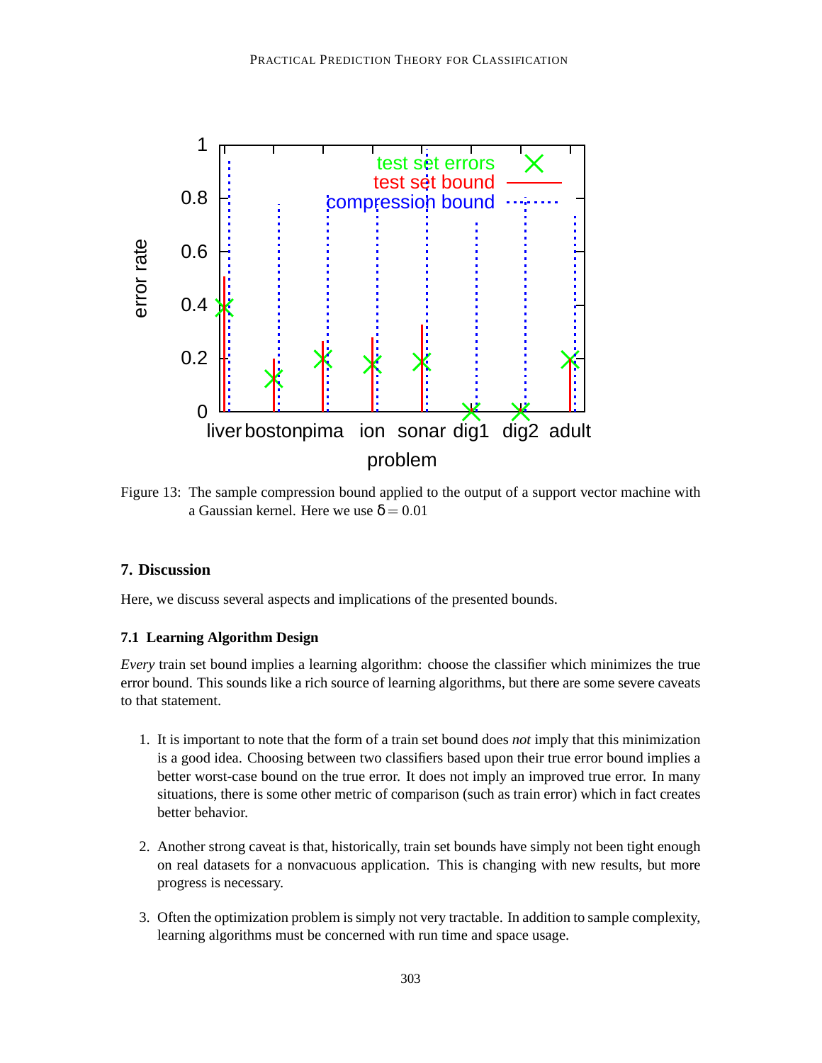Figure 13: The sample compression bound applied to the output of a support vector machine with a Gaussian kernel. Here we use $\delta = 0.01$

## 7. Discussion

Here, we discuss several aspects and implications of the presented bounds.

### 7.1 Learning Algorithm Design

*Every* train set bound implies a learning algorithm: choose the classifier which minimizes the true error bound. This sounds like a rich source of learning algorithms, but there are some severe caveats to that statement.

1. It is important to note that the form of a train set bound does *not* imply that this minimization is a good idea. Choosing between two classifiers based upon their true error bound implies a better worst-case bound on the true error. It does not imply an improved true error. In many situations, there is some other metric of comparison (such as train error) which in fact creates better behavior.

2. Another strong caveat is that, historically, train set bounds have simply not been tight enough on real datasets for a nonvacuous application. This is changing with new results, but more progress is necessary.

3. Often the optimization problem is simply not very tractable. In addition to sample complexity, learning algorithms must be concerned with run time and space usage.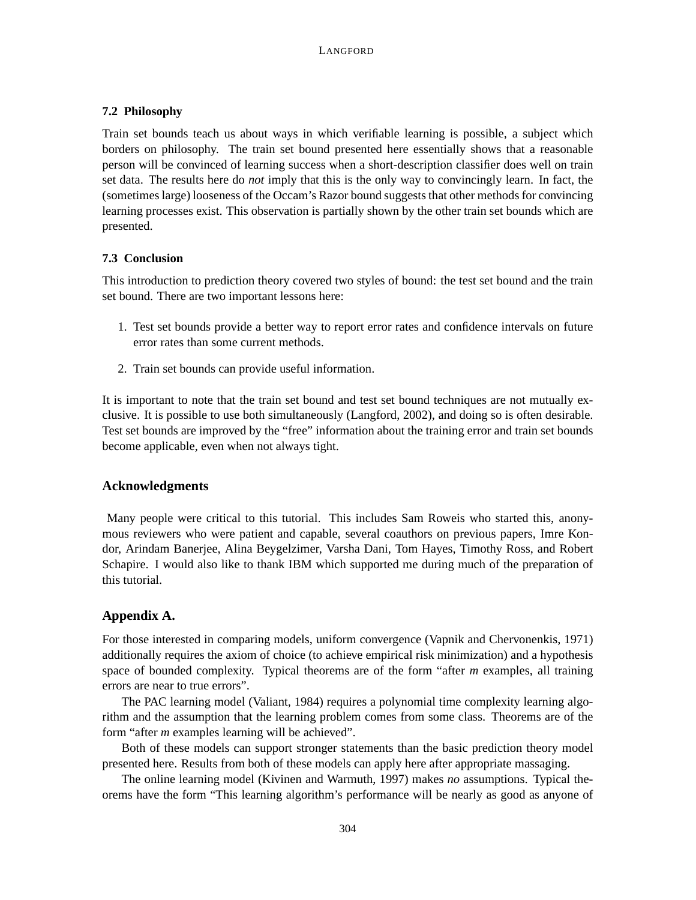### 7.2 Philosophy

Train set bounds teach us about ways in which verifiable learning is possible, a subject which borders on philosophy. The train set bound presented here essentially shows that a reasonable person will be convinced of learning success when a short-description classifier does well on train set data. The results here do *not* imply that this is the only way to convincingly learn. In fact, the (sometimes large) looseness of the Occam's Razor bound suggests that other methods for convincing learning processes exist. This observation is partially shown by the other train set bounds which are presented.

### 7.3 Conclusion

This introduction to prediction theory covered two styles of bound: the test set bound and the train set bound. There are two important lessons here:

1. Test set bounds provide a better way to report error rates and confidence intervals on future error rates than some current methods.
2. Train set bounds can provide useful information.

It is important to note that the train set bound and test set bound techniques are not mutually exclusive. It is possible to use both simultaneously (Langford, 2002), and doing so is often desirable. Test set bounds are improved by the "free" information about the training error and train set bounds become applicable, even when not always tight.

## Acknowledgments

Many people were critical to this tutorial. This includes Sam Roweis who started this, anonymous reviewers who were patient and capable, several coauthors on previous papers, Imre Kondor, Arindam Banerjee, Alina Beygelzimer, Varsha Dani, Tom Hayes, Timothy Ross, and Robert Schapire. I would also like to thank IBM which supported me during much of the preparation of this tutorial.

## Appendix A.

For those interested in comparing models, uniform convergence (Vapnik and Chervonenkis, 1971) additionally requires the axiom of choice (to achieve empirical risk minimization) and a hypothesis space of bounded complexity. Typical theorems are of the form "after $m$ examples, all training errors are near to true errors".

The PAC learning model (Valiant, 1984) requires a polynomial time complexity learning algorithm and the assumption that the learning problem comes from some class. Theorems are of the form "after $m$ examples learning will be achieved".

Both of these models can support stronger statements than the basic prediction theory model presented here. Results from both of these models can apply here after appropriate massaging.

The online learning model (Kivinen and Warmuth, 1997) makes *no* assumptions. Typical theorems have the form "This learning algorithm's performance will be nearly as good as anyone of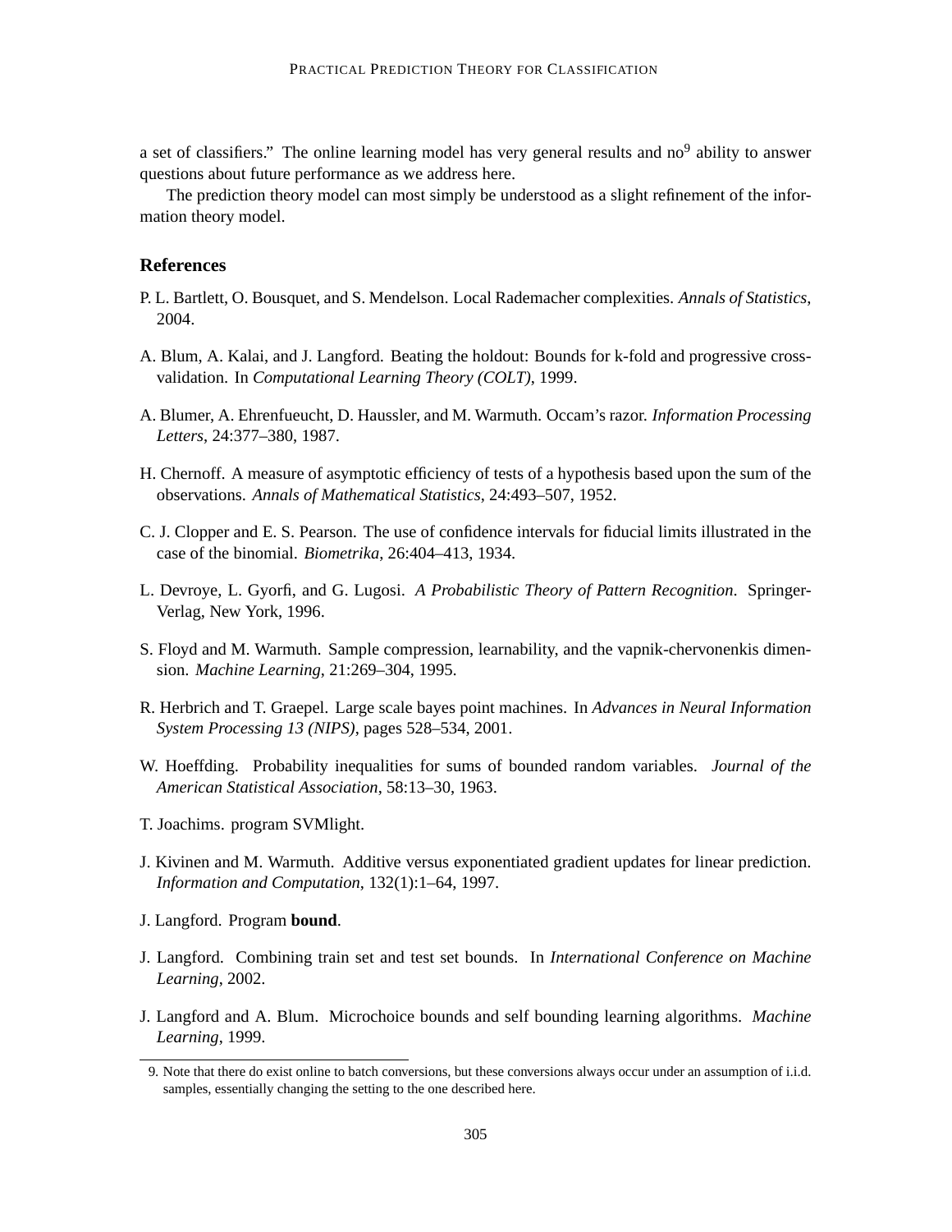a set of classifiers." The online learning model has very general results and no[9] ability to answer questions about future performance as we address here.

The prediction theory model can most simply be understood as a slight refinement of the information theory model.

## References

P. L. Bartlett, O. Bousquet, and S. Mendelson. Local Rademacher complexities. *Annals of Statistics*, 2004.

A. Blum, A. Kalai, and J. Langford. Beating the holdout: Bounds for k-fold and progressive cross-validation. In *Computational Learning Theory (COLT)*, 1999.

A. Blumer, A. Ehrenfueucht, D. Haussler, and M. Warmuth. Occam's razor. *Information Processing Letters*, 24:377–380, 1987.

H. Chernoff. A measure of asymptotic efficiency of tests of a hypothesis based upon the sum of the observations. *Annals of Mathematical Statistics*, 24:493–507, 1952.

C. J. Clopper and E. S. Pearson. The use of confidence intervals for fiducial limits illustrated in the case of the binomial. *Biometrika*, 26:404–413, 1934.

L. Devroye, L. Gyorfi, and G. Lugosi. *A Probabilistic Theory of Pattern Recognition*. Springer-Verlag, New York, 1996.

S. Floyd and M. Warmuth. Sample compression, learnability, and the vapnik-chervonenkis dimension. *Machine Learning*, 21:269–304, 1995.

R. Herbrich and T. Graepel. Large scale bayes point machines. In *Advances in Neural Information System Processing 13 (NIPS)*, pages 528–534, 2001.

W. Hoeffding. Probability inequalities for sums of bounded random variables. *Journal of the American Statistical Association*, 58:13–30, 1963.

T. Joachims. program SVMlight.

J. Kivinen and M. Warmuth. Additive versus exponentiated gradient updates for linear prediction. *Information and Computation*, 132(1):1–64, 1997.

J. Langford. Program **bound**.

J. Langford. Combining train set and test set bounds. In *International Conference on Machine Learning*, 2002.

J. Langford and A. Blum. Microchoice bounds and self bounding learning algorithms. *Machine Learning*, 1999.

9. Note that there do exist online to batch conversions, but these conversions always occur under an assumption of i.i.d. samples, essentially changing the setting to the one described here.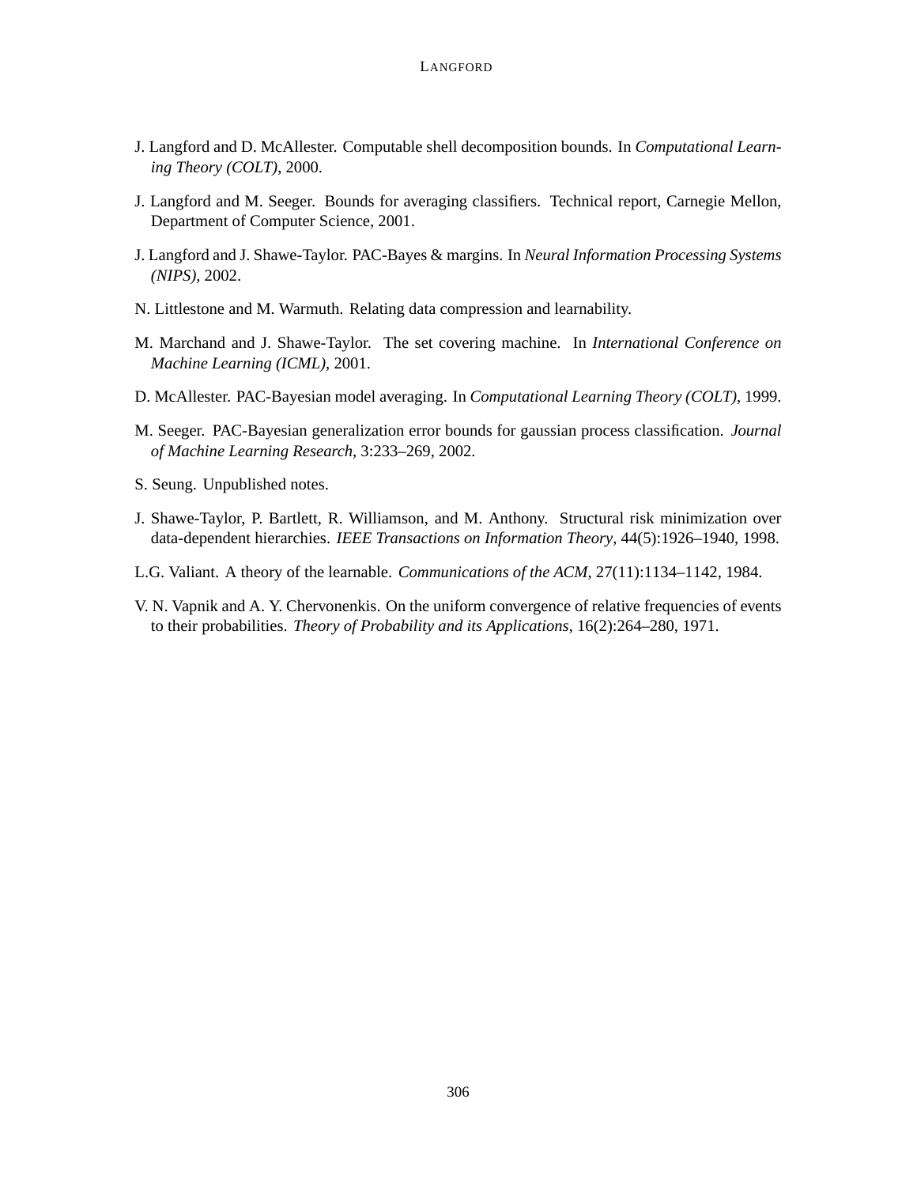J. Langford and D. McAllester. Computable shell decomposition bounds. In *Computational Learning Theory (COLT)*, 2000.

J. Langford and M. Seeger. Bounds for averaging classifiers. Technical report, Carnegie Mellon, Department of Computer Science, 2001.

J. Langford and J. Shawe-Taylor. PAC-Bayes & margins. In *Neural Information Processing Systems (NIPS)*, 2002.

N. Littlestone and M. Warmuth. Relating data compression and learnability.

M. Marchand and J. Shawe-Taylor. The set covering machine. In *International Conference on Machine Learning (ICML)*, 2001.

D. McAllester. PAC-Bayesian model averaging. In *Computational Learning Theory (COLT)*, 1999.

M. Seeger. PAC-Bayesian generalization error bounds for gaussian process classification. *Journal of Machine Learning Research*, 3:233–269, 2002.

S. Seung. Unpublished notes.

J. Shawe-Taylor, P. Bartlett, R. Williamson, and M. Anthony. Structural risk minimization over data-dependent hierarchies. *IEEE Transactions on Information Theory*, 44(5):1926–1940, 1998.

L.G. Valiant. A theory of the learnable. *Communications of the ACM*, 27(11):1134–1142, 1984.

V. N. Vapnik and A. Y. Chervonenkis. On the uniform convergence of relative frequencies of events to their probabilities. *Theory of Probability and its Applications*, 16(2):264–280, 1971.